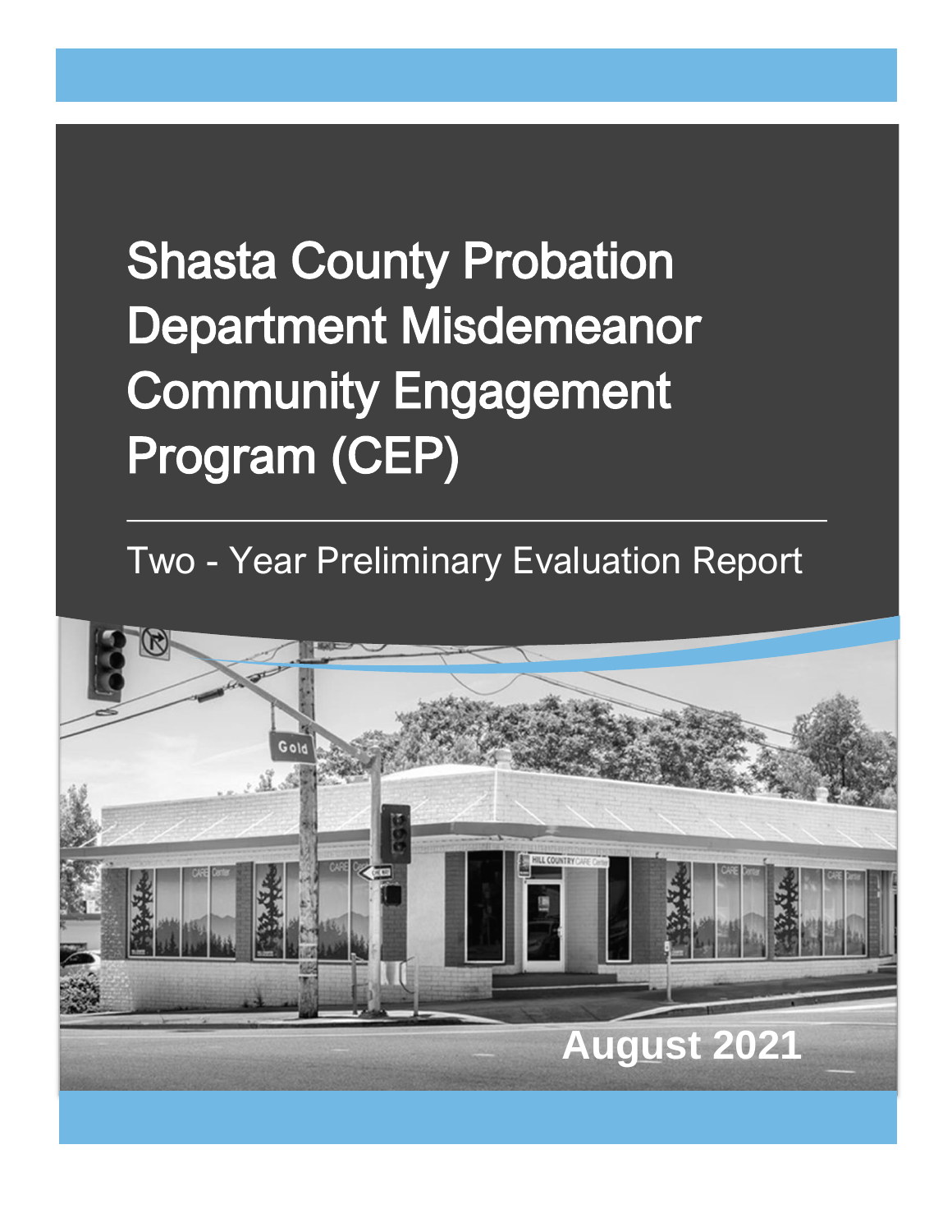# Shasta County Probation Department Misdemeanor Community Engagement Program (CEP)

## Two - Year Preliminary Evaluation Report

August 2021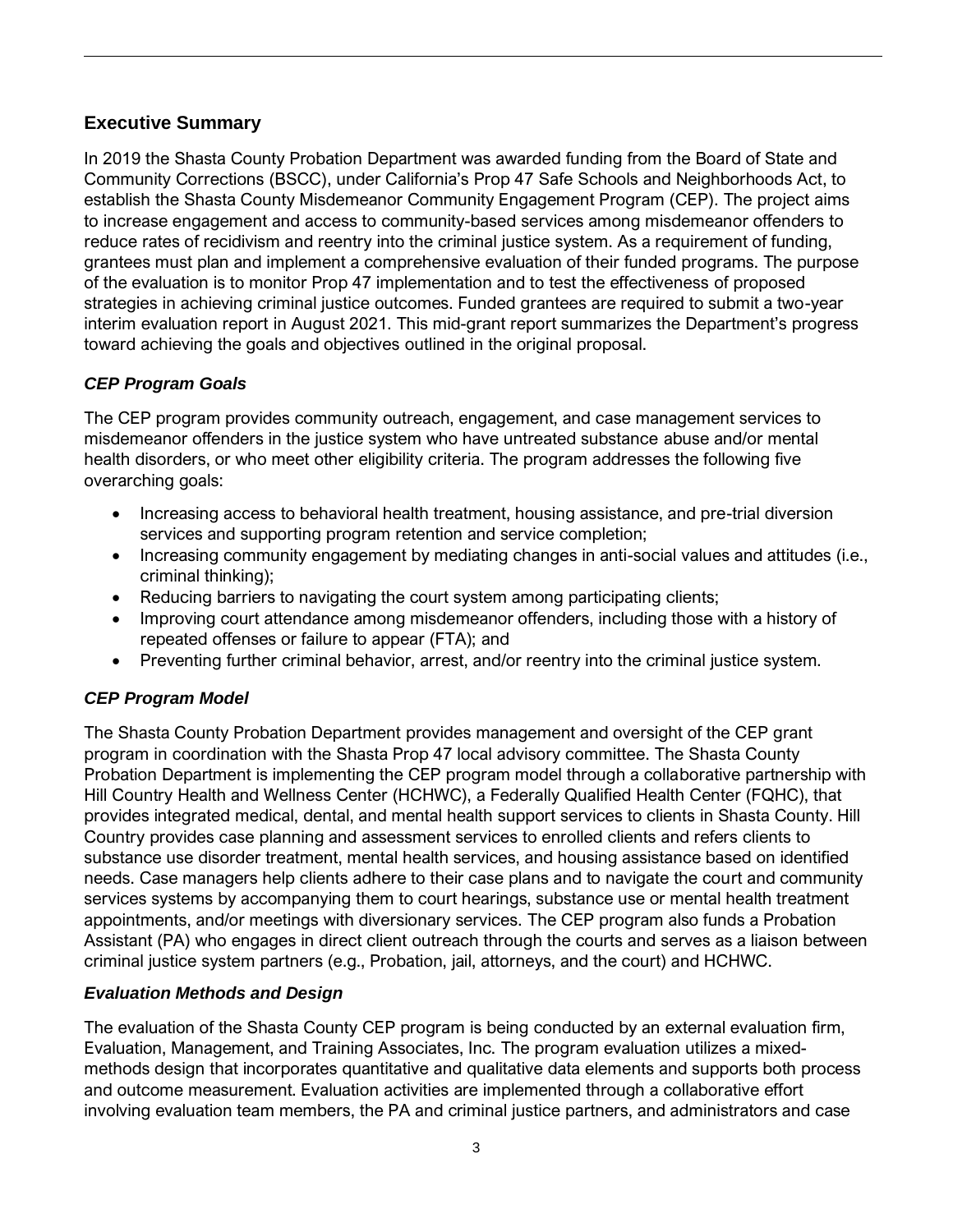## Executive Summary

In 2019 the Shasta County Probation Department was awarded funding from the Board of State and Community Corrections (BSCC), under California's Prop 47 Safe Schools and Neighborhoods Act, to establish the Shasta County Misdemeanor Community Engagement Program (CEP). The project aims to increase engagement and access to community-based services among misdemeanor offenders to reduce rates of recidivism and reentry into the criminal justice system. As a requirement of funding, grantees must plan and implement a comprehensive evaluation of their funded programs. The purpose of the evaluation is to monitor Prop 47 implementation and to test the effectiveness of proposed strategies in achieving criminal justice outcomes. Funded grantees are required to submit a two-year interim evaluation report in August 2021. This mid-grant report summarizes the Department's progress toward achieving the goals and objectives outlined in the original proposal.

### *CEP Program Goals*

The CEP program provides community outreach, engagement, and case management services to misdemeanor offenders in the justice system who have untreated substance abuse and/or mental health disorders, or who meet other eligibility criteria. The program addresses the following five overarching goals:

- Increasing access to behavioral health treatment, housing assistance, and pre-trial diversion services and supporting program retention and service completion;
- Increasing community engagement by mediating changes in anti-social values and attitudes (i.e., criminal thinking);
- Reducing barriers to navigating the court system among participating clients;
- Improving court attendance among misdemeanor offenders, including those with a history of repeated offenses or failure to appear (FTA); and
- Preventing further criminal behavior, arrest, and/or reentry into the criminal justice system.

### *CEP Program Model*

The Shasta County Probation Department provides management and oversight of the CEP grant program in coordination with the Shasta Prop 47 local advisory committee. The Shasta County Probation Department is implementing the CEP program model through a collaborative partnership with Hill Country Health and Wellness Center (HCHWC), a Federally Qualified Health Center (FQHC), that provides integrated medical, dental, and mental health support services to clients in Shasta County. Hill Country provides case planning and assessment services to enrolled clients and refers clients to substance use disorder treatment, mental health services, and housing assistance based on identified needs. Case managers help clients adhere to their case plans and to navigate the court and community services systems by accompanying them to court hearings, substance use or mental health treatment appointments, and/or meetings with diversionary services. The CEP program also funds a Probation Assistant (PA) who engages in direct client outreach through the courts and serves as a liaison between criminal justice system partners (e.g., Probation, jail, attorneys, and the court) and HCHWC.

### *Evaluation Methods and Design*

The evaluation of the Shasta County CEP program is being conducted by an external evaluation firm, Evaluation, Management, and Training Associates, Inc. The program evaluation utilizes a mixed-methods design that incorporates quantitative and qualitative data elements and supports both process and outcome measurement. Evaluation activities are implemented through a collaborative effort involving evaluation team members, the PA and criminal justice partners, and administrators and case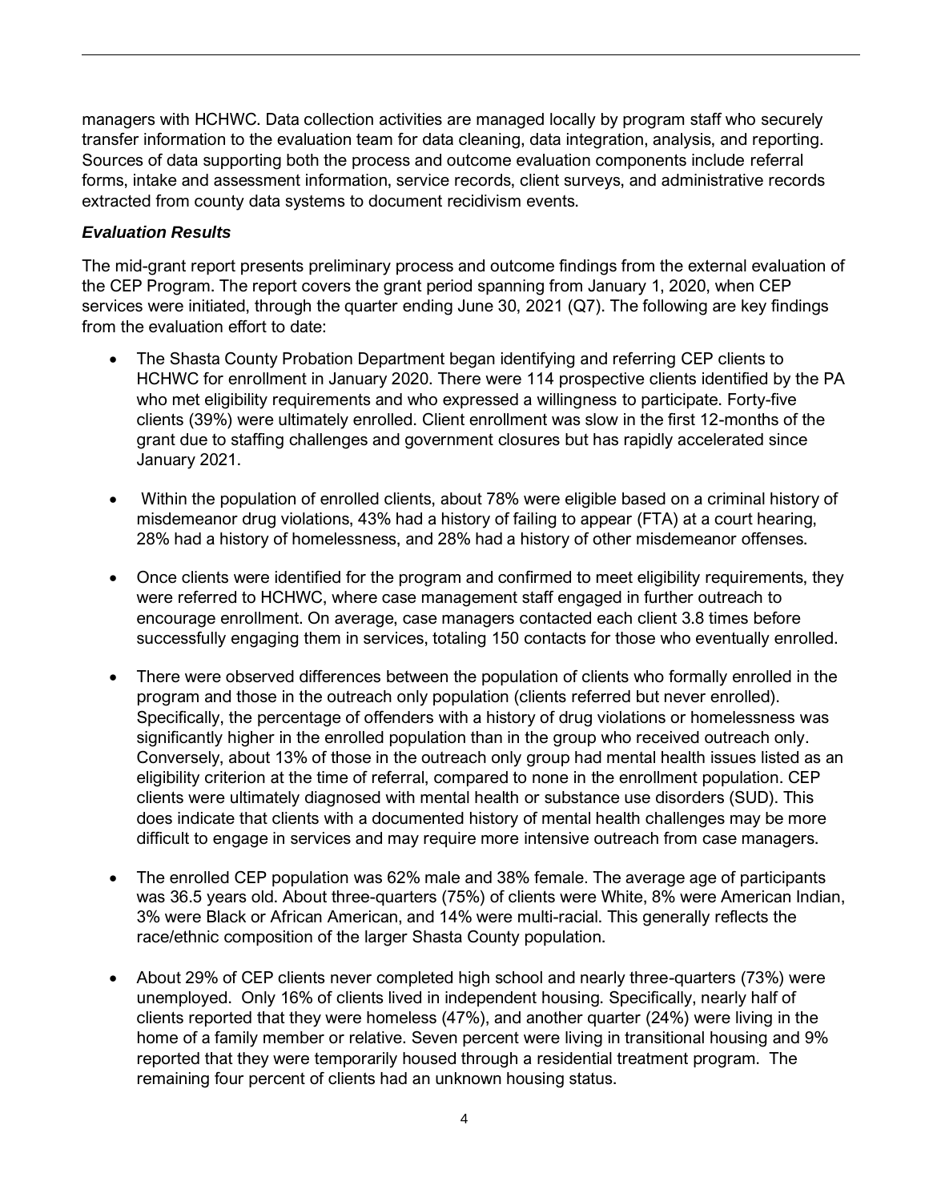managers with HCHWC. Data collection activities are managed locally by program staff who securely transfer information to the evaluation team for data cleaning, data integration, analysis, and reporting. Sources of data supporting both the process and outcome evaluation components include referral forms, intake and assessment information, service records, client surveys, and administrative records extracted from county data systems to document recidivism events.

***Evaluation Results***

The mid-grant report presents preliminary process and outcome findings from the external evaluation of the CEP Program. The report covers the grant period spanning from January 1, 2020, when CEP services were initiated, through the quarter ending June 30, 2021 (Q7). The following are key findings from the evaluation effort to date:

- The Shasta County Probation Department began identifying and referring CEP clients to HCHWC for enrollment in January 2020. There were 114 prospective clients identified by the PA who met eligibility requirements and who expressed a willingness to participate. Forty-five clients (39%) were ultimately enrolled. Client enrollment was slow in the first 12-months of the grant due to staffing challenges and government closures but has rapidly accelerated since January 2021.

- Within the population of enrolled clients, about 78% were eligible based on a criminal history of misdemeanor drug violations, 43% had a history of failing to appear (FTA) at a court hearing, 28% had a history of homelessness, and 28% had a history of other misdemeanor offenses.

- Once clients were identified for the program and confirmed to meet eligibility requirements, they were referred to HCHWC, where case management staff engaged in further outreach to encourage enrollment. On average, case managers contacted each client 3.8 times before successfully engaging them in services, totaling 150 contacts for those who eventually enrolled.

- There were observed differences between the population of clients who formally enrolled in the program and those in the outreach only population (clients referred but never enrolled). Specifically, the percentage of offenders with a history of drug violations or homelessness was significantly higher in the enrolled population than in the group who received outreach only. Conversely, about 13% of those in the outreach only group had mental health issues listed as an eligibility criterion at the time of referral, compared to none in the enrollment population. CEP clients were ultimately diagnosed with mental health or substance use disorders (SUD). This does indicate that clients with a documented history of mental health challenges may be more difficult to engage in services and may require more intensive outreach from case managers.

- The enrolled CEP population was 62% male and 38% female. The average age of participants was 36.5 years old. About three-quarters (75%) of clients were White, 8% were American Indian, 3% were Black or African American, and 14% were multi-racial. This generally reflects the race/ethnic composition of the larger Shasta County population.

- About 29% of CEP clients never completed high school and nearly three-quarters (73%) were unemployed. Only 16% of clients lived in independent housing. Specifically, nearly half of clients reported that they were homeless (47%), and another quarter (24%) were living in the home of a family member or relative. Seven percent were living in transitional housing and 9% reported that they were temporarily housed through a residential treatment program. The remaining four percent of clients had an unknown housing status.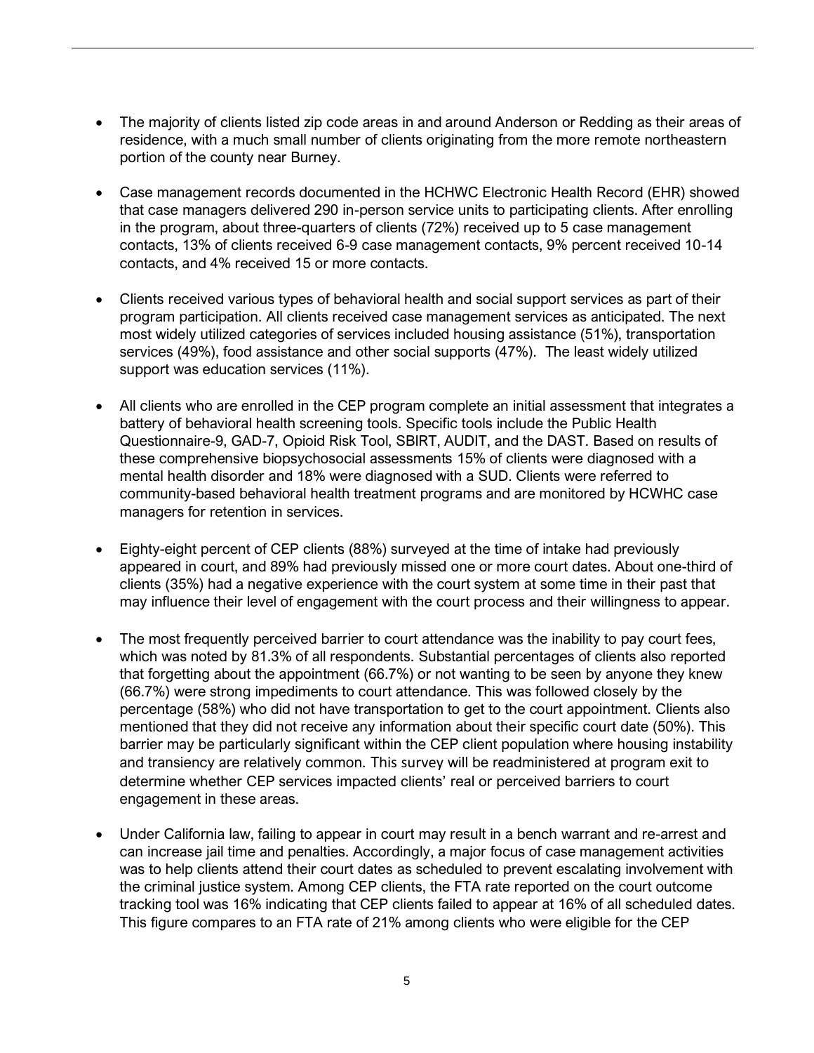- The majority of clients listed zip code areas in and around Anderson or Redding as their areas of residence, with a much small number of clients originating from the more remote northeastern portion of the county near Burney.

- Case management records documented in the HCHWC Electronic Health Record (EHR) showed that case managers delivered 290 in-person service units to participating clients. After enrolling in the program, about three-quarters of clients (72%) received up to 5 case management contacts, 13% of clients received 6-9 case management contacts, 9% percent received 10-14 contacts, and 4% received 15 or more contacts.

- Clients received various types of behavioral health and social support services as part of their program participation. All clients received case management services as anticipated. The next most widely utilized categories of services included housing assistance (51%), transportation services (49%), food assistance and other social supports (47%). The least widely utilized support was education services (11%).

- All clients who are enrolled in the CEP program complete an initial assessment that integrates a battery of behavioral health screening tools. Specific tools include the Public Health Questionnaire-9, GAD-7, Opioid Risk Tool, SBIRT, AUDIT, and the DAST. Based on results of these comprehensive biopsychosocial assessments 15% of clients were diagnosed with a mental health disorder and 18% were diagnosed with a SUD. Clients were referred to community-based behavioral health treatment programs and are monitored by HCWHC case managers for retention in services.

- Eighty-eight percent of CEP clients (88%) surveyed at the time of intake had previously appeared in court, and 89% had previously missed one or more court dates. About one-third of clients (35%) had a negative experience with the court system at some time in their past that may influence their level of engagement with the court process and their willingness to appear.

- The most frequently perceived barrier to court attendance was the inability to pay court fees, which was noted by 81.3% of all respondents. Substantial percentages of clients also reported that forgetting about the appointment (66.7%) or not wanting to be seen by anyone they knew (66.7%) were strong impediments to court attendance. This was followed closely by the percentage (58%) who did not have transportation to get to the court appointment. Clients also mentioned that they did not receive any information about their specific court date (50%). This barrier may be particularly significant within the CEP client population where housing instability and transiency are relatively common. This survey will be readministered at program exit to determine whether CEP services impacted clients' real or perceived barriers to court engagement in these areas.

- Under California law, failing to appear in court may result in a bench warrant and re-arrest and can increase jail time and penalties. Accordingly, a major focus of case management activities was to help clients attend their court dates as scheduled to prevent escalating involvement with the criminal justice system. Among CEP clients, the FTA rate reported on the court outcome tracking tool was 16% indicating that CEP clients failed to appear at 16% of all scheduled dates. This figure compares to an FTA rate of 21% among clients who were eligible for the CEP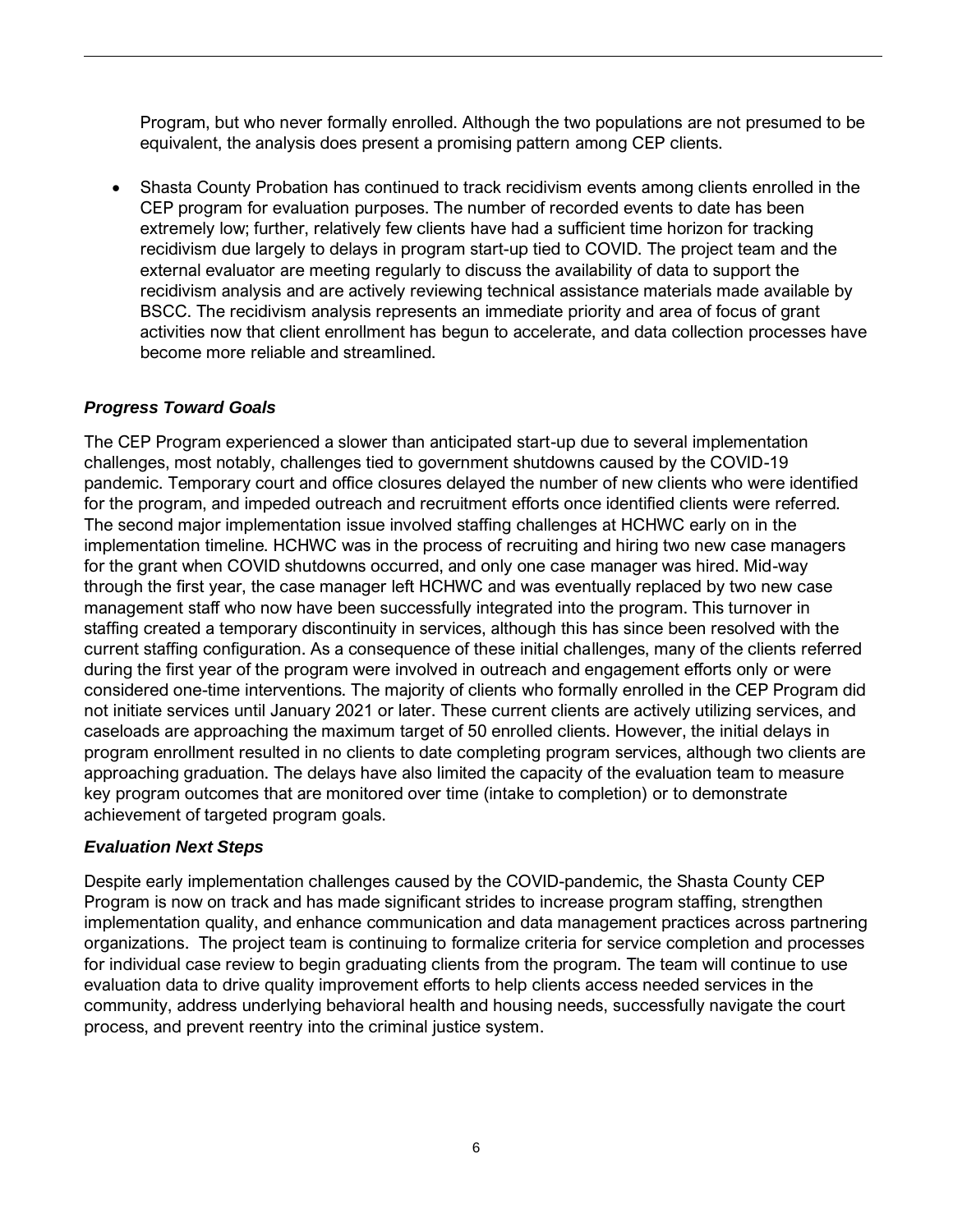Program, but who never formally enrolled. Although the two populations are not presumed to be equivalent, the analysis does present a promising pattern among CEP clients.

- Shasta County Probation has continued to track recidivism events among clients enrolled in the CEP program for evaluation purposes. The number of recorded events to date has been extremely low; further, relatively few clients have had a sufficient time horizon for tracking recidivism due largely to delays in program start-up tied to COVID. The project team and the external evaluator are meeting regularly to discuss the availability of data to support the recidivism analysis and are actively reviewing technical assistance materials made available by BSCC. The recidivism analysis represents an immediate priority and area of focus of grant activities now that client enrollment has begun to accelerate, and data collection processes have become more reliable and streamlined.

### *Progress Toward Goals*

The CEP Program experienced a slower than anticipated start-up due to several implementation challenges, most notably, challenges tied to government shutdowns caused by the COVID-19 pandemic. Temporary court and office closures delayed the number of new clients who were identified for the program, and impeded outreach and recruitment efforts once identified clients were referred. The second major implementation issue involved staffing challenges at HCHWC early on in the implementation timeline. HCHWC was in the process of recruiting and hiring two new case managers for the grant when COVID shutdowns occurred, and only one case manager was hired. Mid-way through the first year, the case manager left HCHWC and was eventually replaced by two new case management staff who now have been successfully integrated into the program. This turnover in staffing created a temporary discontinuity in services, although this has since been resolved with the current staffing configuration. As a consequence of these initial challenges, many of the clients referred during the first year of the program were involved in outreach and engagement efforts only or were considered one-time interventions. The majority of clients who formally enrolled in the CEP Program did not initiate services until January 2021 or later. These current clients are actively utilizing services, and caseloads are approaching the maximum target of 50 enrolled clients. However, the initial delays in program enrollment resulted in no clients to date completing program services, although two clients are approaching graduation. The delays have also limited the capacity of the evaluation team to measure key program outcomes that are monitored over time (intake to completion) or to demonstrate achievement of targeted program goals.

### *Evaluation Next Steps*

Despite early implementation challenges caused by the COVID-pandemic, the Shasta County CEP Program is now on track and has made significant strides to increase program staffing, strengthen implementation quality, and enhance communication and data management practices across partnering organizations. The project team is continuing to formalize criteria for service completion and processes for individual case review to begin graduating clients from the program. The team will continue to use evaluation data to drive quality improvement efforts to help clients access needed services in the community, address underlying behavioral health and housing needs, successfully navigate the court process, and prevent reentry into the criminal justice system.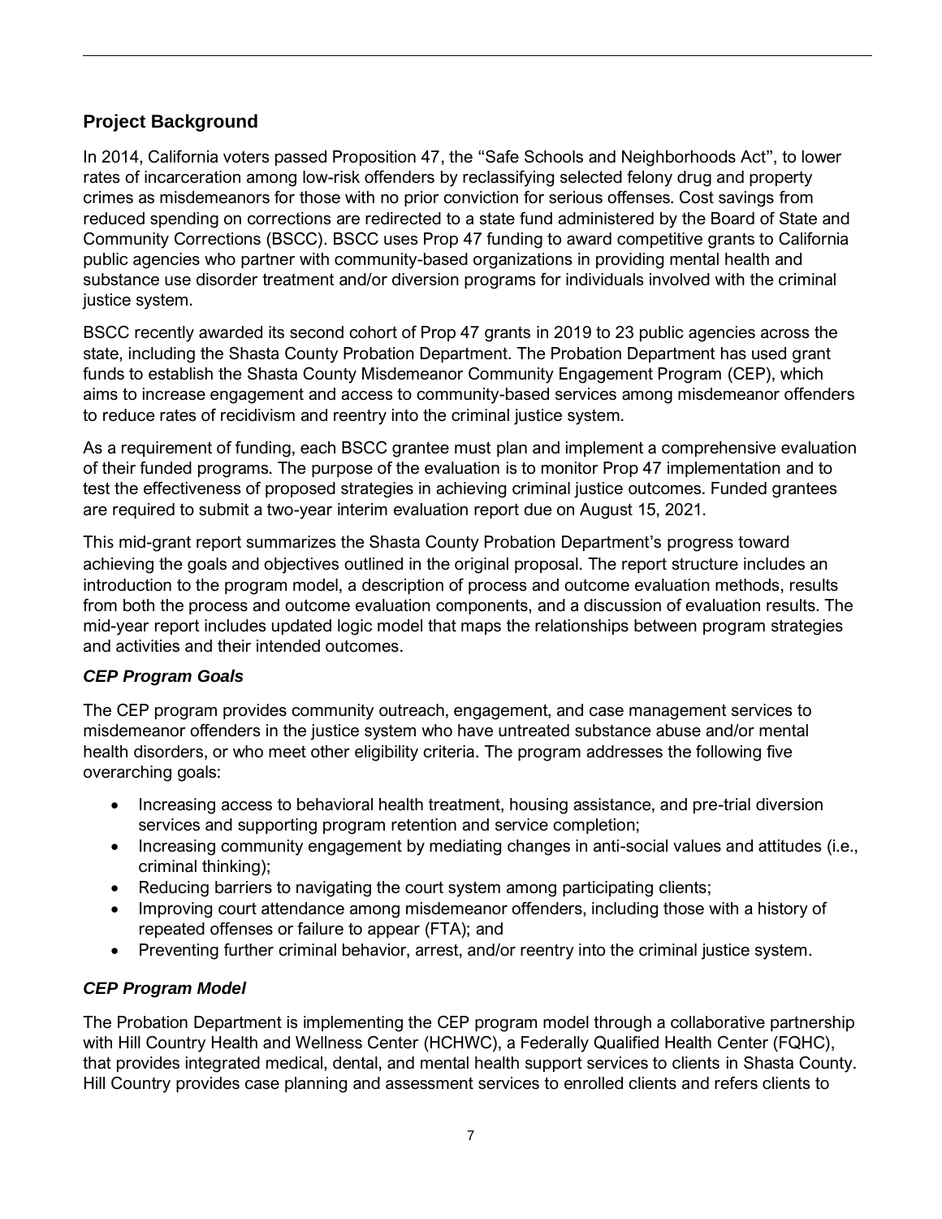## Project Background

In 2014, California voters passed Proposition 47, the “Safe Schools and Neighborhoods Act”, to lower rates of incarceration among low-risk offenders by reclassifying selected felony drug and property crimes as misdemeanors for those with no prior conviction for serious offenses. Cost savings from reduced spending on corrections are redirected to a state fund administered by the Board of State and Community Corrections (BSCC). BSCC uses Prop 47 funding to award competitive grants to California public agencies who partner with community-based organizations in providing mental health and substance use disorder treatment and/or diversion programs for individuals involved with the criminal justice system.

BSCC recently awarded its second cohort of Prop 47 grants in 2019 to 23 public agencies across the state, including the Shasta County Probation Department. The Probation Department has used grant funds to establish the Shasta County Misdemeanor Community Engagement Program (CEP), which aims to increase engagement and access to community-based services among misdemeanor offenders to reduce rates of recidivism and reentry into the criminal justice system.

As a requirement of funding, each BSCC grantee must plan and implement a comprehensive evaluation of their funded programs. The purpose of the evaluation is to monitor Prop 47 implementation and to test the effectiveness of proposed strategies in achieving criminal justice outcomes. Funded grantees are required to submit a two-year interim evaluation report due on August 15, 2021.

This mid-grant report summarizes the Shasta County Probation Department’s progress toward achieving the goals and objectives outlined in the original proposal. The report structure includes an introduction to the program model, a description of process and outcome evaluation methods, results from both the process and outcome evaluation components, and a discussion of evaluation results. The mid-year report includes updated logic model that maps the relationships between program strategies and activities and their intended outcomes.

### *CEP Program Goals*

The CEP program provides community outreach, engagement, and case management services to misdemeanor offenders in the justice system who have untreated substance abuse and/or mental health disorders, or who meet other eligibility criteria. The program addresses the following five overarching goals:

- Increasing access to behavioral health treatment, housing assistance, and pre-trial diversion services and supporting program retention and service completion;
- Increasing community engagement by mediating changes in anti-social values and attitudes (i.e., criminal thinking);
- Reducing barriers to navigating the court system among participating clients;
- Improving court attendance among misdemeanor offenders, including those with a history of repeated offenses or failure to appear (FTA); and
- Preventing further criminal behavior, arrest, and/or reentry into the criminal justice system.

### *CEP Program Model*

The Probation Department is implementing the CEP program model through a collaborative partnership with Hill Country Health and Wellness Center (HCHWC), a Federally Qualified Health Center (FQHC), that provides integrated medical, dental, and mental health support services to clients in Shasta County. Hill Country provides case planning and assessment services to enrolled clients and refers clients to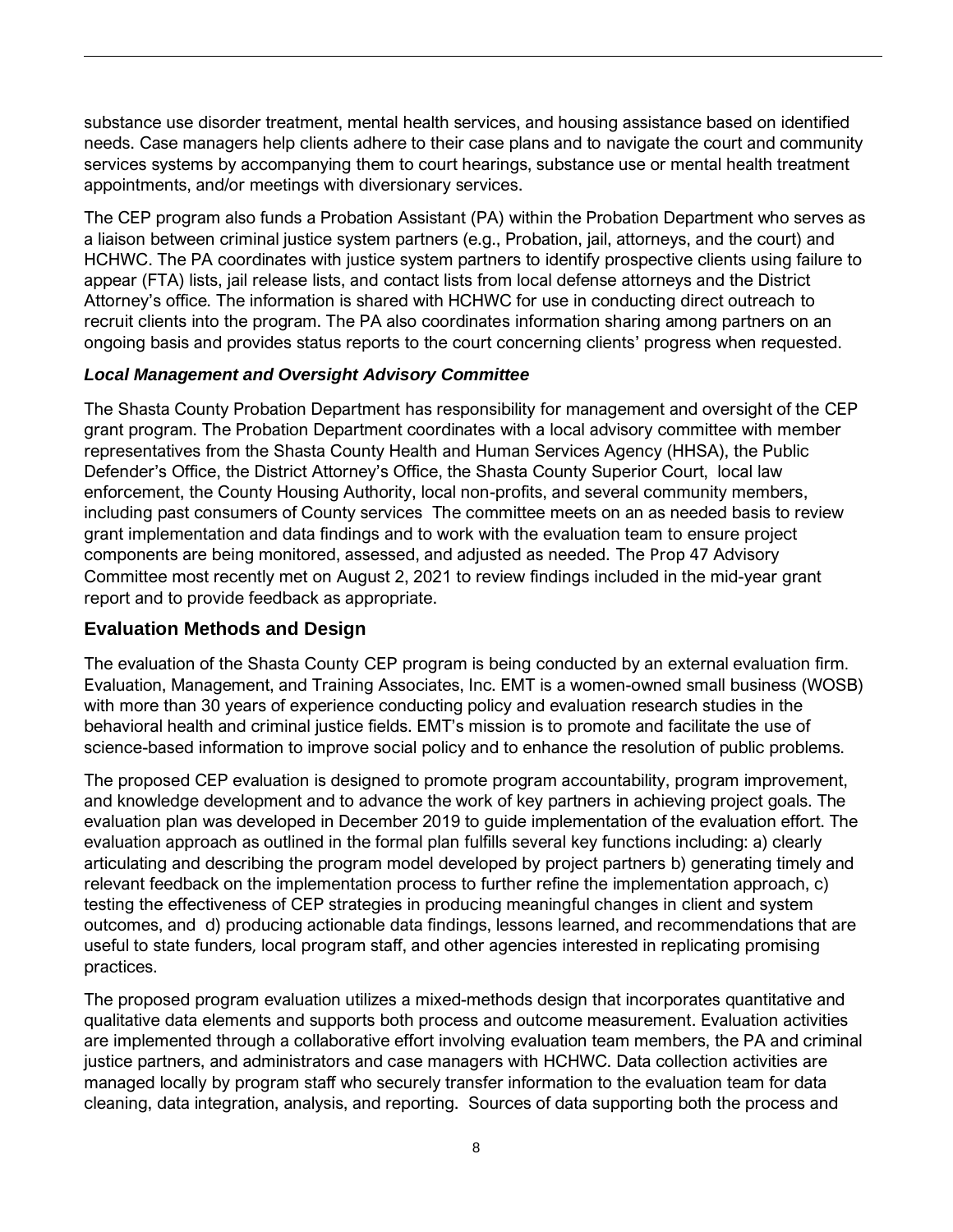substance use disorder treatment, mental health services, and housing assistance based on identified needs. Case managers help clients adhere to their case plans and to navigate the court and community services systems by accompanying them to court hearings, substance use or mental health treatment appointments, and/or meetings with diversionary services.

The CEP program also funds a Probation Assistant (PA) within the Probation Department who serves as a liaison between criminal justice system partners (e.g., Probation, jail, attorneys, and the court) and HCHWC. The PA coordinates with justice system partners to identify prospective clients using failure to appear (FTA) lists, jail release lists, and contact lists from local defense attorneys and the District Attorney's office. The information is shared with HCHWC for use in conducting direct outreach to recruit clients into the program. The PA also coordinates information sharing among partners on an ongoing basis and provides status reports to the court concerning clients' progress when requested.

### *Local Management and Oversight Advisory Committee*

The Shasta County Probation Department has responsibility for management and oversight of the CEP grant program. The Probation Department coordinates with a local advisory committee with member representatives from the Shasta County Health and Human Services Agency (HHSA), the Public Defender's Office, the District Attorney's Office, the Shasta County Superior Court, local law enforcement, the County Housing Authority, local non-profits, and several community members, including past consumers of County services The committee meets on an as needed basis to review grant implementation and data findings and to work with the evaluation team to ensure project components are being monitored, assessed, and adjusted as needed. The Prop 47 Advisory Committee most recently met on August 2, 2021 to review findings included in the mid-year grant report and to provide feedback as appropriate.

## Evaluation Methods and Design

The evaluation of the Shasta County CEP program is being conducted by an external evaluation firm. Evaluation, Management, and Training Associates, Inc. EMT is a women-owned small business (WOSB) with more than 30 years of experience conducting policy and evaluation research studies in the behavioral health and criminal justice fields. EMT's mission is to promote and facilitate the use of science-based information to improve social policy and to enhance the resolution of public problems.

The proposed CEP evaluation is designed to promote program accountability, program improvement, and knowledge development and to advance the work of key partners in achieving project goals. The evaluation plan was developed in December 2019 to guide implementation of the evaluation effort. The evaluation approach as outlined in the formal plan fulfills several key functions including: a) clearly articulating and describing the program model developed by project partners b) generating timely and relevant feedback on the implementation process to further refine the implementation approach, c) testing the effectiveness of CEP strategies in producing meaningful changes in client and system outcomes, and d) producing actionable data findings, lessons learned, and recommendations that are useful to state funders, local program staff, and other agencies interested in replicating promising practices.

The proposed program evaluation utilizes a mixed-methods design that incorporates quantitative and qualitative data elements and supports both process and outcome measurement. Evaluation activities are implemented through a collaborative effort involving evaluation team members, the PA and criminal justice partners, and administrators and case managers with HCHWC. Data collection activities are managed locally by program staff who securely transfer information to the evaluation team for data cleaning, data integration, analysis, and reporting. Sources of data supporting both the process and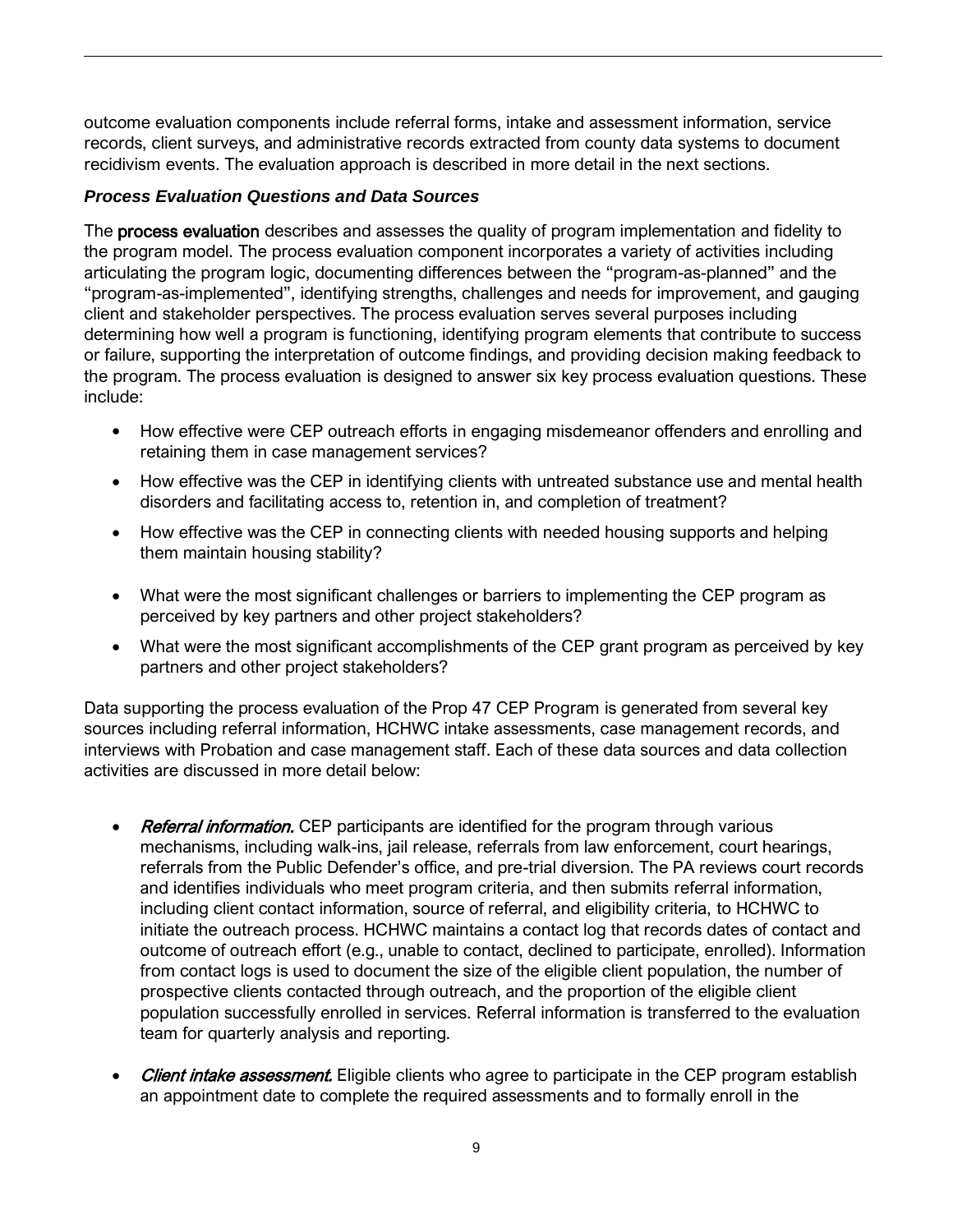outcome evaluation components include referral forms, intake and assessment information, service records, client surveys, and administrative records extracted from county data systems to document recidivism events. The evaluation approach is described in more detail in the next sections.

### *Process Evaluation Questions and Data Sources*

The **process evaluation** describes and assesses the quality of program implementation and fidelity to the program model. The process evaluation component incorporates a variety of activities including articulating the program logic, documenting differences between the "program-as-planned" and the "program-as-implemented", identifying strengths, challenges and needs for improvement, and gauging client and stakeholder perspectives. The process evaluation serves several purposes including determining how well a program is functioning, identifying program elements that contribute to success or failure, supporting the interpretation of outcome findings, and providing decision making feedback to the program. The process evaluation is designed to answer six key process evaluation questions. These include:

- How effective were CEP outreach efforts in engaging misdemeanor offenders and enrolling and retaining them in case management services?
- How effective was the CEP in identifying clients with untreated substance use and mental health disorders and facilitating access to, retention in, and completion of treatment?
- How effective was the CEP in connecting clients with needed housing supports and helping them maintain housing stability?
- What were the most significant challenges or barriers to implementing the CEP program as perceived by key partners and other project stakeholders?
- What were the most significant accomplishments of the CEP grant program as perceived by key partners and other project stakeholders?

Data supporting the process evaluation of the Prop 47 CEP Program is generated from several key sources including referral information, HCHWC intake assessments, case management records, and interviews with Probation and case management staff. Each of these data sources and data collection activities are discussed in more detail below:

- ***Referral information.*** CEP participants are identified for the program through various mechanisms, including walk-ins, jail release, referrals from law enforcement, court hearings, referrals from the Public Defender's office, and pre-trial diversion. The PA reviews court records and identifies individuals who meet program criteria, and then submits referral information, including client contact information, source of referral, and eligibility criteria, to HCHWC to initiate the outreach process. HCHWC maintains a contact log that records dates of contact and outcome of outreach effort (e.g., unable to contact, declined to participate, enrolled). Information from contact logs is used to document the size of the eligible client population, the number of prospective clients contacted through outreach, and the proportion of the eligible client population successfully enrolled in services. Referral information is transferred to the evaluation team for quarterly analysis and reporting.
- ***Client intake assessment.*** Eligible clients who agree to participate in the CEP program establish an appointment date to complete the required assessments and to formally enroll in the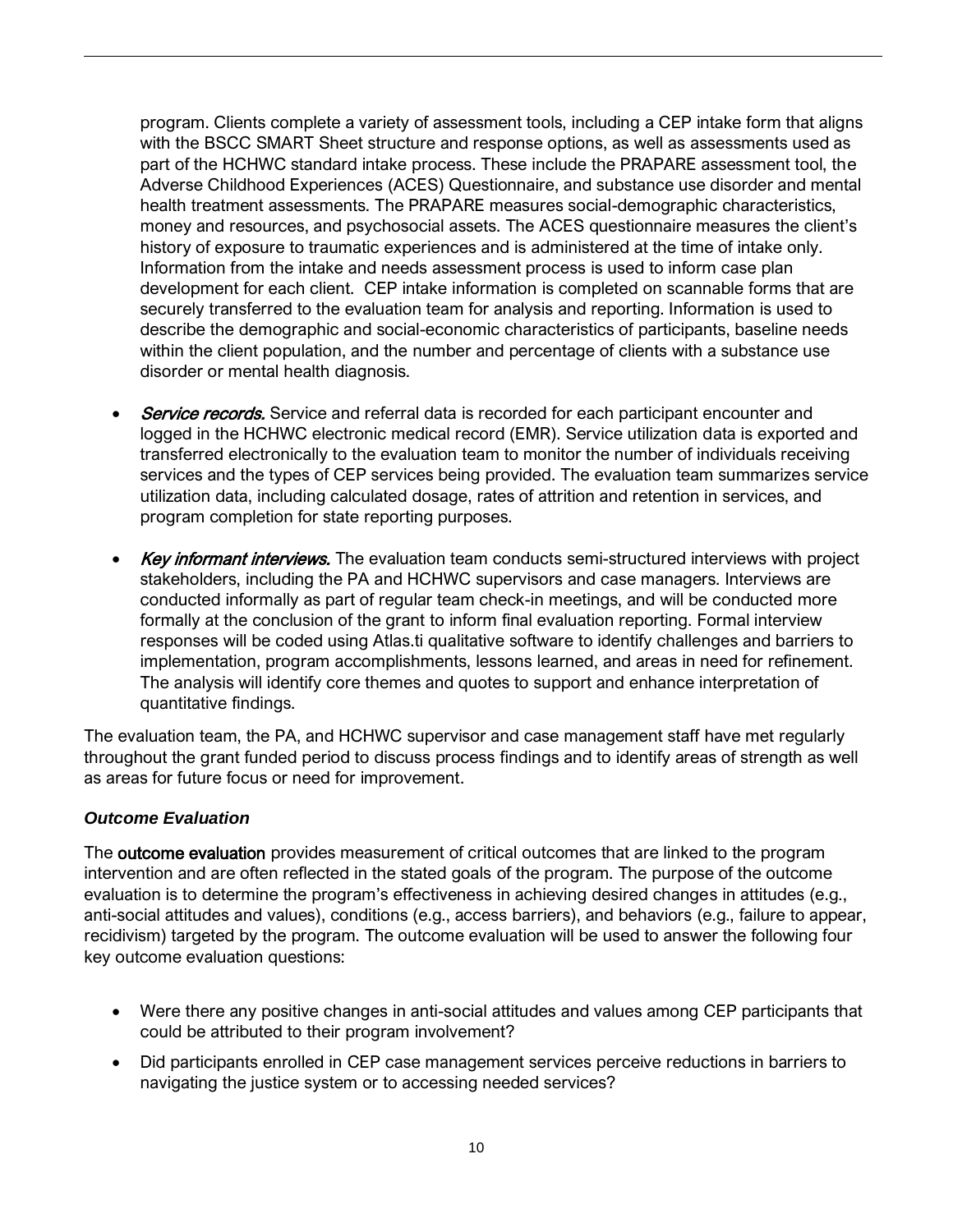program. Clients complete a variety of assessment tools, including a CEP intake form that aligns with the BSCC SMART Sheet structure and response options, as well as assessments used as part of the HCHWC standard intake process. These include the PRAPARE assessment tool, the Adverse Childhood Experiences (ACES) Questionnaire, and substance use disorder and mental health treatment assessments. The PRAPARE measures social-demographic characteristics, money and resources, and psychosocial assets. The ACES questionnaire measures the client's history of exposure to traumatic experiences and is administered at the time of intake only. Information from the intake and needs assessment process is used to inform case plan development for each client. CEP intake information is completed on scannable forms that are securely transferred to the evaluation team for analysis and reporting. Information is used to describe the demographic and social-economic characteristics of participants, baseline needs within the client population, and the number and percentage of clients with a substance use disorder or mental health diagnosis.

- ***Service records.*** Service and referral data is recorded for each participant encounter and logged in the HCHWC electronic medical record (EMR). Service utilization data is exported and transferred electronically to the evaluation team to monitor the number of individuals receiving services and the types of CEP services being provided. The evaluation team summarizes service utilization data, including calculated dosage, rates of attrition and retention in services, and program completion for state reporting purposes.

- ***Key informant interviews.*** The evaluation team conducts semi-structured interviews with project stakeholders, including the PA and HCHWC supervisors and case managers. Interviews are conducted informally as part of regular team check-in meetings, and will be conducted more formally at the conclusion of the grant to inform final evaluation reporting. Formal interview responses will be coded using Atlas.ti qualitative software to identify challenges and barriers to implementation, program accomplishments, lessons learned, and areas in need for refinement. The analysis will identify core themes and quotes to support and enhance interpretation of quantitative findings.

The evaluation team, the PA, and HCHWC supervisor and case management staff have met regularly throughout the grant funded period to discuss process findings and to identify areas of strength as well as areas for future focus or need for improvement.

### *Outcome Evaluation*

The **outcome evaluation** provides measurement of critical outcomes that are linked to the program intervention and are often reflected in the stated goals of the program. The purpose of the outcome evaluation is to determine the program's effectiveness in achieving desired changes in attitudes (e.g., anti-social attitudes and values), conditions (e.g., access barriers), and behaviors (e.g., failure to appear, recidivism) targeted by the program. The outcome evaluation will be used to answer the following four key outcome evaluation questions:

- Were there any positive changes in anti-social attitudes and values among CEP participants that could be attributed to their program involvement?
- Did participants enrolled in CEP case management services perceive reductions in barriers to navigating the justice system or to accessing needed services?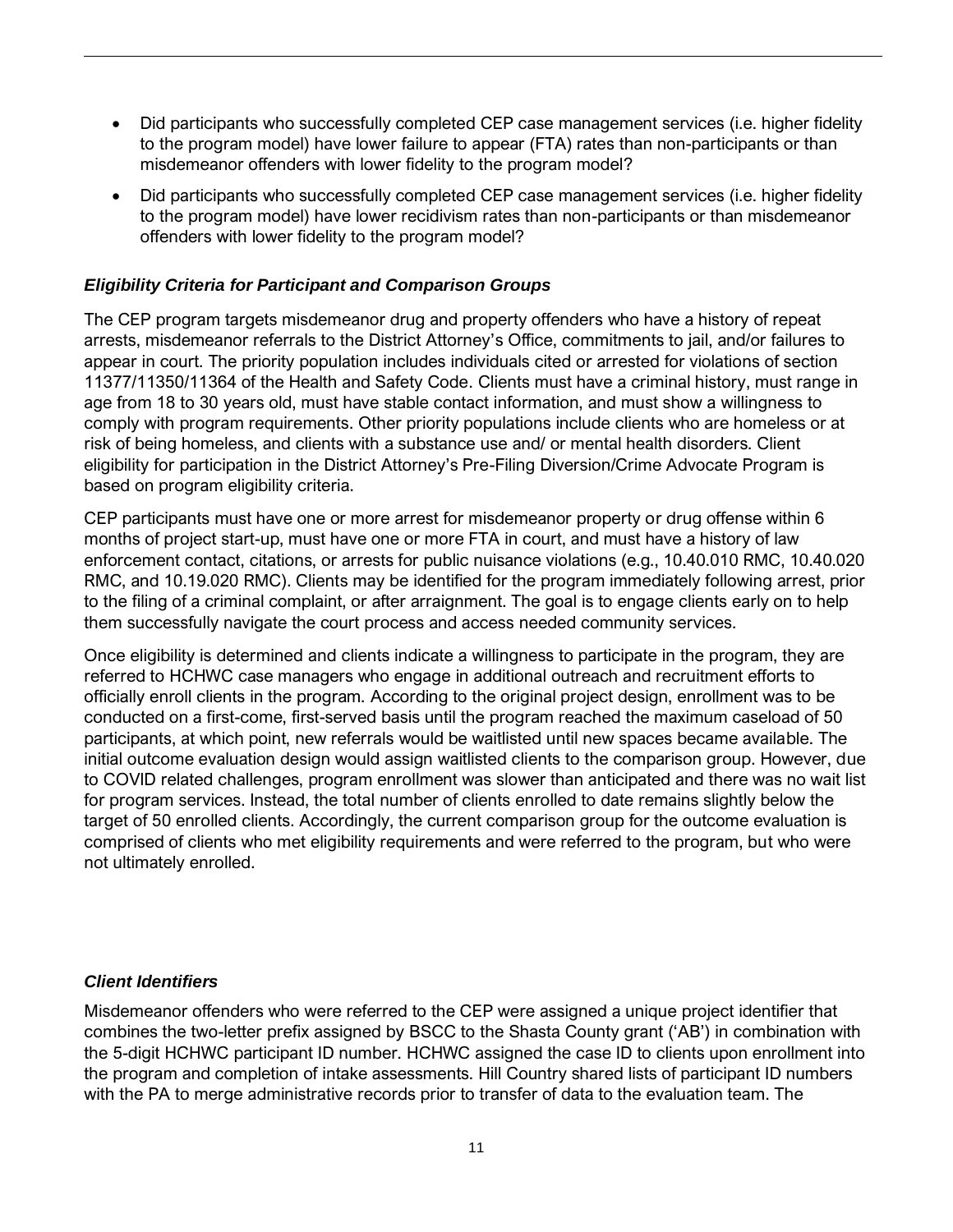- Did participants who successfully completed CEP case management services (i.e. higher fidelity to the program model) have lower failure to appear (FTA) rates than non-participants or than misdemeanor offenders with lower fidelity to the program model?
- Did participants who successfully completed CEP case management services (i.e. higher fidelity to the program model) have lower recidivism rates than non-participants or than misdemeanor offenders with lower fidelity to the program model?

### *Eligibility Criteria for Participant and Comparison Groups*

The CEP program targets misdemeanor drug and property offenders who have a history of repeat arrests, misdemeanor referrals to the District Attorney's Office, commitments to jail, and/or failures to appear in court. The priority population includes individuals cited or arrested for violations of section 11377/11350/11364 of the Health and Safety Code. Clients must have a criminal history, must range in age from 18 to 30 years old, must have stable contact information, and must show a willingness to comply with program requirements. Other priority populations include clients who are homeless or at risk of being homeless, and clients with a substance use and/ or mental health disorders. Client eligibility for participation in the District Attorney's Pre-Filing Diversion/Crime Advocate Program is based on program eligibility criteria.

CEP participants must have one or more arrest for misdemeanor property or drug offense within 6 months of project start-up, must have one or more FTA in court, and must have a history of law enforcement contact, citations, or arrests for public nuisance violations (e.g., 10.40.010 RMC, 10.40.020 RMC, and 10.19.020 RMC). Clients may be identified for the program immediately following arrest, prior to the filing of a criminal complaint, or after arraignment. The goal is to engage clients early on to help them successfully navigate the court process and access needed community services.

Once eligibility is determined and clients indicate a willingness to participate in the program, they are referred to HCHWC case managers who engage in additional outreach and recruitment efforts to officially enroll clients in the program. According to the original project design, enrollment was to be conducted on a first-come, first-served basis until the program reached the maximum caseload of 50 participants, at which point, new referrals would be waitlisted until new spaces became available. The initial outcome evaluation design would assign waitlisted clients to the comparison group. However, due to COVID related challenges, program enrollment was slower than anticipated and there was no wait list for program services. Instead, the total number of clients enrolled to date remains slightly below the target of 50 enrolled clients. Accordingly, the current comparison group for the outcome evaluation is comprised of clients who met eligibility requirements and were referred to the program, but who were not ultimately enrolled.

### *Client Identifiers*

Misdemeanor offenders who were referred to the CEP were assigned a unique project identifier that combines the two-letter prefix assigned by BSCC to the Shasta County grant ('AB') in combination with the 5-digit HCHWC participant ID number. HCHWC assigned the case ID to clients upon enrollment into the program and completion of intake assessments. Hill Country shared lists of participant ID numbers with the PA to merge administrative records prior to transfer of data to the evaluation team. The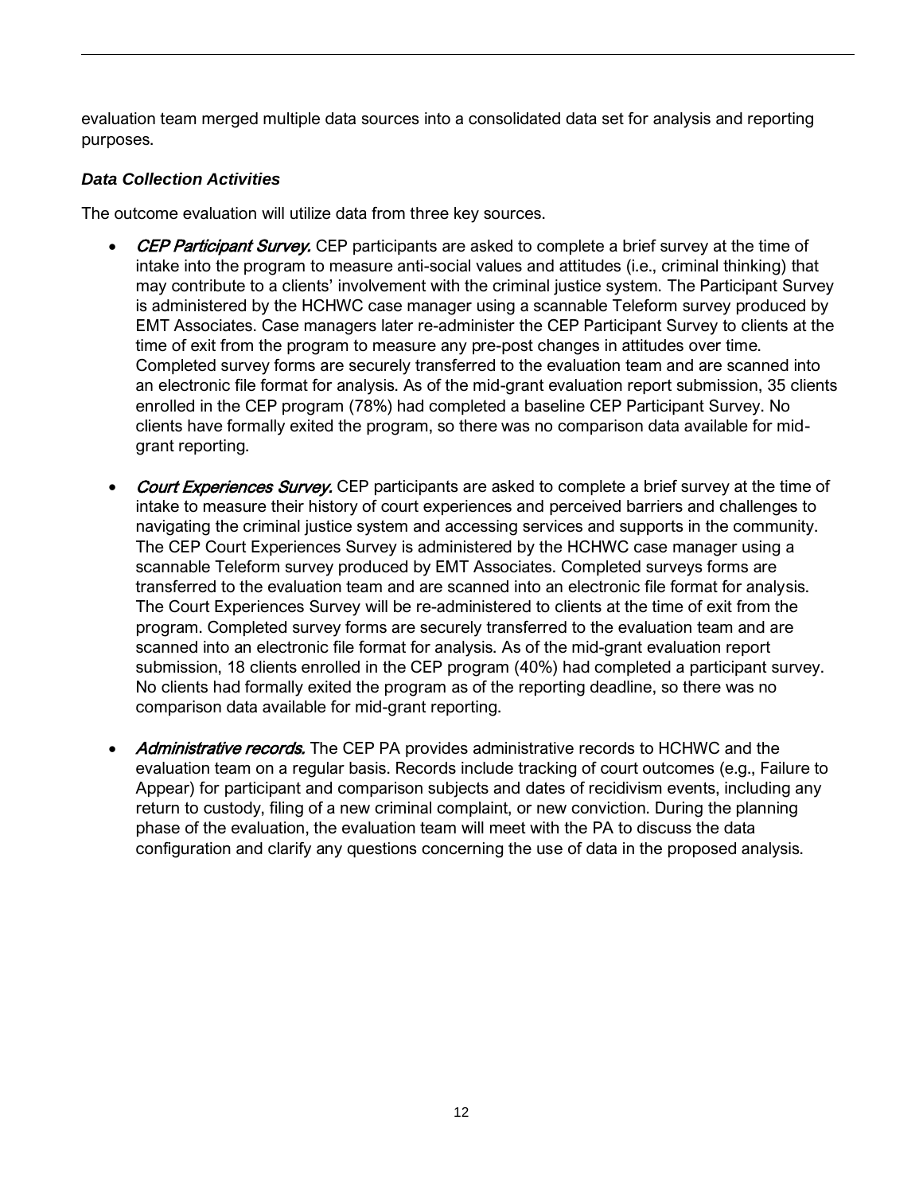evaluation team merged multiple data sources into a consolidated data set for analysis and reporting purposes.

### *Data Collection Activities*

The outcome evaluation will utilize data from three key sources.

- ***CEP Participant Survey.*** CEP participants are asked to complete a brief survey at the time of intake into the program to measure anti-social values and attitudes (i.e., criminal thinking) that may contribute to a clients' involvement with the criminal justice system. The Participant Survey is administered by the HCHWC case manager using a scannable Teleform survey produced by EMT Associates. Case managers later re-administer the CEP Participant Survey to clients at the time of exit from the program to measure any pre-post changes in attitudes over time. Completed survey forms are securely transferred to the evaluation team and are scanned into an electronic file format for analysis. As of the mid-grant evaluation report submission, 35 clients enrolled in the CEP program (78%) had completed a baseline CEP Participant Survey. No clients have formally exited the program, so there was no comparison data available for mid-grant reporting.

- ***Court Experiences Survey.*** CEP participants are asked to complete a brief survey at the time of intake to measure their history of court experiences and perceived barriers and challenges to navigating the criminal justice system and accessing services and supports in the community. The CEP Court Experiences Survey is administered by the HCHWC case manager using a scannable Teleform survey produced by EMT Associates. Completed surveys forms are transferred to the evaluation team and are scanned into an electronic file format for analysis. The Court Experiences Survey will be re-administered to clients at the time of exit from the program. Completed survey forms are securely transferred to the evaluation team and are scanned into an electronic file format for analysis. As of the mid-grant evaluation report submission, 18 clients enrolled in the CEP program (40%) had completed a participant survey. No clients had formally exited the program as of the reporting deadline, so there was no comparison data available for mid-grant reporting.

- ***Administrative records.*** The CEP PA provides administrative records to HCHWC and the evaluation team on a regular basis. Records include tracking of court outcomes (e.g., Failure to Appear) for participant and comparison subjects and dates of recidivism events, including any return to custody, filing of a new criminal complaint, or new conviction. During the planning phase of the evaluation, the evaluation team will meet with the PA to discuss the data configuration and clarify any questions concerning the use of data in the proposed analysis.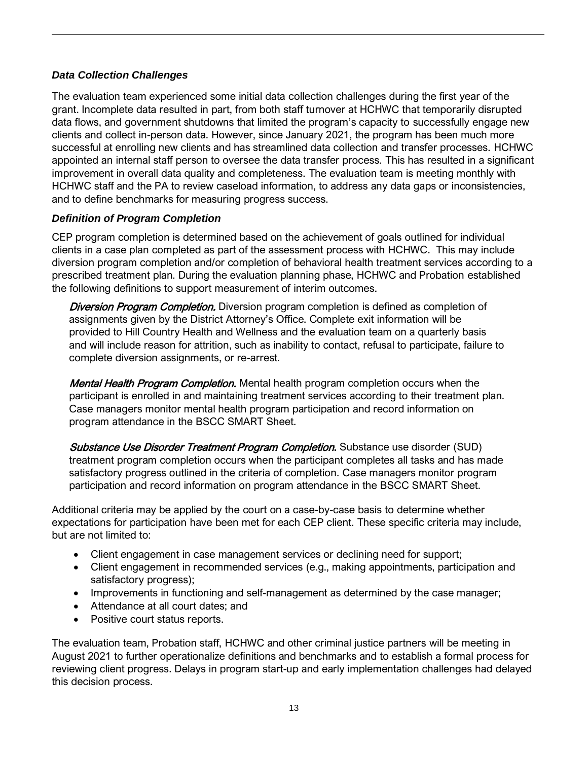### *Data Collection Challenges*

The evaluation team experienced some initial data collection challenges during the first year of the grant. Incomplete data resulted in part, from both staff turnover at HCHWC that temporarily disrupted data flows, and government shutdowns that limited the program's capacity to successfully engage new clients and collect in-person data. However, since January 2021, the program has been much more successful at enrolling new clients and has streamlined data collection and transfer processes. HCHWC appointed an internal staff person to oversee the data transfer process. This has resulted in a significant improvement in overall data quality and completeness. The evaluation team is meeting monthly with HCHWC staff and the PA to review caseload information, to address any data gaps or inconsistencies, and to define benchmarks for measuring progress success.

### *Definition of Program Completion*

CEP program completion is determined based on the achievement of goals outlined for individual clients in a case plan completed as part of the assessment process with HCHWC. This may include diversion program completion and/or completion of behavioral health treatment services according to a prescribed treatment plan. During the evaluation planning phase, HCHWC and Probation established the following definitions to support measurement of interim outcomes.

*Diversion Program Completion.* Diversion program completion is defined as completion of assignments given by the District Attorney's Office. Complete exit information will be provided to Hill Country Health and Wellness and the evaluation team on a quarterly basis and will include reason for attrition, such as inability to contact, refusal to participate, failure to complete diversion assignments, or re-arrest.

*Mental Health Program Completion.* Mental health program completion occurs when the participant is enrolled in and maintaining treatment services according to their treatment plan. Case managers monitor mental health program participation and record information on program attendance in the BSCC SMART Sheet.

*Substance Use Disorder Treatment Program Completion.* Substance use disorder (SUD) treatment program completion occurs when the participant completes all tasks and has made satisfactory progress outlined in the criteria of completion. Case managers monitor program participation and record information on program attendance in the BSCC SMART Sheet.

Additional criteria may be applied by the court on a case-by-case basis to determine whether expectations for participation have been met for each CEP client. These specific criteria may include, but are not limited to:

- Client engagement in case management services or declining need for support;
- Client engagement in recommended services (e.g., making appointments, participation and satisfactory progress);
- Improvements in functioning and self-management as determined by the case manager;
- Attendance at all court dates; and
- Positive court status reports.

The evaluation team, Probation staff, HCHWC and other criminal justice partners will be meeting in August 2021 to further operationalize definitions and benchmarks and to establish a formal process for reviewing client progress. Delays in program start-up and early implementation challenges had delayed this decision process.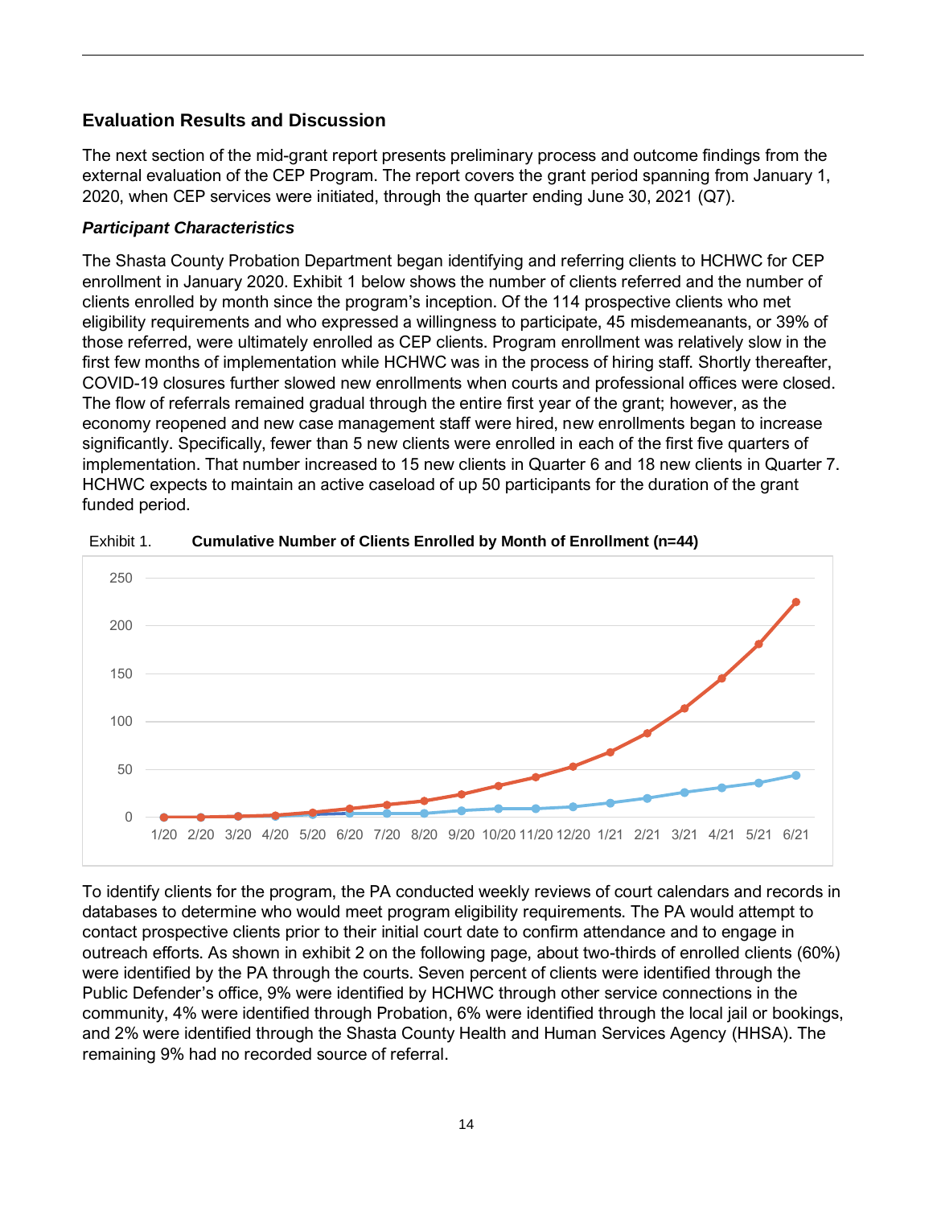## Evaluation Results and Discussion

The next section of the mid-grant report presents preliminary process and outcome findings from the external evaluation of the CEP Program. The report covers the grant period spanning from January 1, 2020, when CEP services were initiated, through the quarter ending June 30, 2021 (Q7).

### *Participant Characteristics*

The Shasta County Probation Department began identifying and referring clients to HCHWC for CEP enrollment in January 2020. Exhibit 1 below shows the number of clients referred and the number of clients enrolled by month since the program's inception. Of the 114 prospective clients who met eligibility requirements and who expressed a willingness to participate, 45 misdemeanants, or 39% of those referred, were ultimately enrolled as CEP clients. Program enrollment was relatively slow in the first few months of implementation while HCHWC was in the process of hiring staff. Shortly thereafter, COVID-19 closures further slowed new enrollments when courts and professional offices were closed. The flow of referrals remained gradual through the entire first year of the grant; however, as the economy reopened and new case management staff were hired, new enrollments began to increase significantly. Specifically, fewer than 5 new clients were enrolled in each of the first five quarters of implementation. That number increased to 15 new clients in Quarter 6 and 18 new clients in Quarter 7. HCHWC expects to maintain an active caseload of up 50 participants for the duration of the grant funded period.

Exhibit 1. **Cumulative Number of Clients Enrolled by Month of Enrollment (n=44)**

To identify clients for the program, the PA conducted weekly reviews of court calendars and records in databases to determine who would meet program eligibility requirements. The PA would attempt to contact prospective clients prior to their initial court date to confirm attendance and to engage in outreach efforts. As shown in exhibit 2 on the following page, about two-thirds of enrolled clients (60%) were identified by the PA through the courts. Seven percent of clients were identified through the Public Defender's office, 9% were identified by HCHWC through other service connections in the community, 4% were identified through Probation, 6% were identified through the local jail or bookings, and 2% were identified through the Shasta County Health and Human Services Agency (HHSA). The remaining 9% had no recorded source of referral.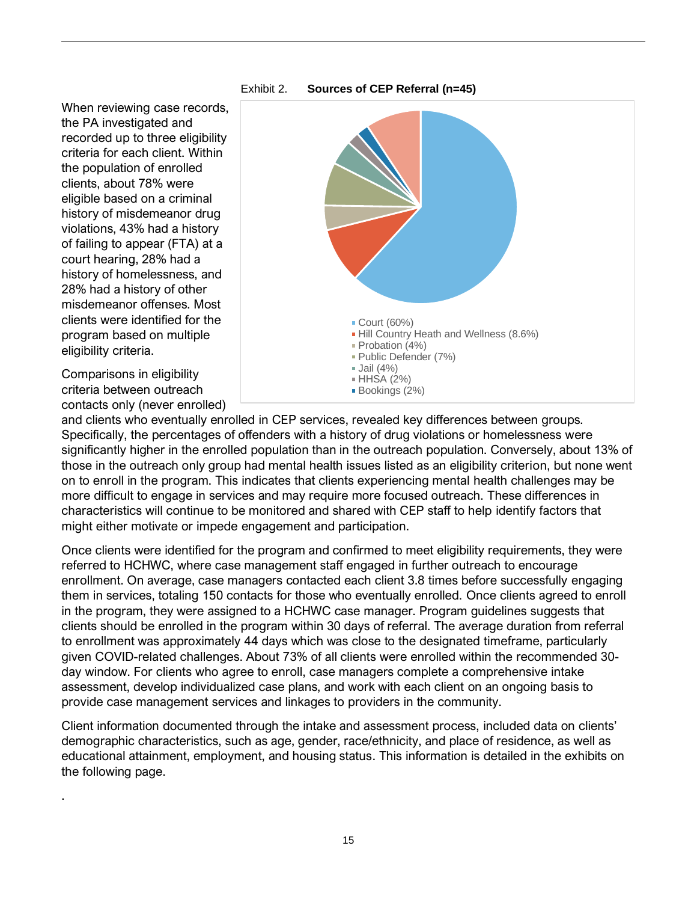Exhibit 2. **Sources of CEP Referral (n=45)**

- Court (60%)
- Hill Country Heath and Wellness (8.6%)
- Probation (4%)
- Public Defender (7%)
- Jail (4%)
- HHSA (2%)
- Bookings (2%)

When reviewing case records, the PA investigated and recorded up to three eligibility criteria for each client. Within the population of enrolled clients, about 78% were eligible based on a criminal history of misdemeanor drug violations, 43% had a history of failing to appear (FTA) at a court hearing, 28% had a history of homelessness, and 28% had a history of other misdemeanor offenses. Most clients were identified for the program based on multiple eligibility criteria.

Comparisons in eligibility criteria between outreach contacts only (never enrolled) and clients who eventually enrolled in CEP services, revealed key differences between groups. Specifically, the percentages of offenders with a history of drug violations or homelessness were significantly higher in the enrolled population than in the outreach population. Conversely, about 13% of those in the outreach only group had mental health issues listed as an eligibility criterion, but none went on to enroll in the program. This indicates that clients experiencing mental health challenges may be more difficult to engage in services and may require more focused outreach. These differences in characteristics will continue to be monitored and shared with CEP staff to help identify factors that might either motivate or impede engagement and participation.

Once clients were identified for the program and confirmed to meet eligibility requirements, they were referred to HCHWC, where case management staff engaged in further outreach to encourage enrollment. On average, case managers contacted each client 3.8 times before successfully engaging them in services, totaling 150 contacts for those who eventually enrolled. Once clients agreed to enroll in the program, they were assigned to a HCHWC case manager. Program guidelines suggests that clients should be enrolled in the program within 30 days of referral. The average duration from referral to enrollment was approximately 44 days which was close to the designated timeframe, particularly given COVID-related challenges. About 73% of all clients were enrolled within the recommended 30-day window. For clients who agree to enroll, case managers complete a comprehensive intake assessment, develop individualized case plans, and work with each client on an ongoing basis to provide case management services and linkages to providers in the community.

Client information documented through the intake and assessment process, included data on clients' demographic characteristics, such as age, gender, race/ethnicity, and place of residence, as well as educational attainment, employment, and housing status. This information is detailed in the exhibits on the following page.

.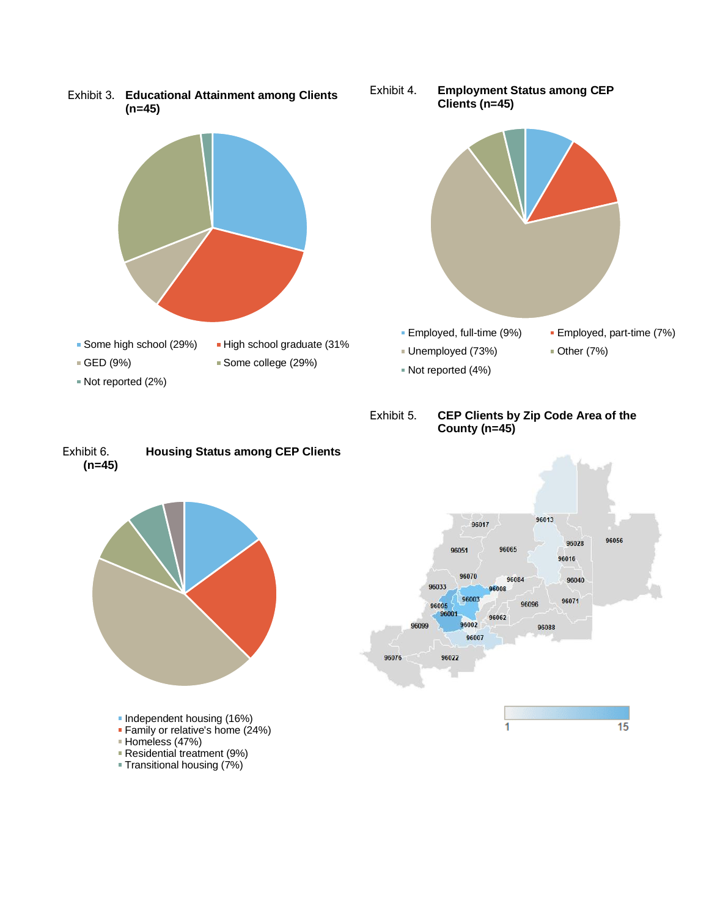Exhibit 3. **Educational Attainment among Clients (n=45)**

- Some high school (29%)
- High school graduate (31%
- GED (9%)
- Some college (29%)
- Not reported (2%)

Exhibit 4. **Employment Status among CEP Clients (n=45)**

- Employed, full-time (9%)
- Employed, part-time (7%)
- Unemployed (73%)
- Other (7%)
- Not reported (4%)

Exhibit 5. **CEP Clients by Zip Code Area of the County (n=45)**

96017, 96013, 96028, 96056, 96051, 96065, 96016, 96070, 96084, 96040, 96033, 96008, 96003, 96095, 96096, 96071, 96001, 96062, 96099, 96002, 96088, 96007, 96076, 96022

1 — 15

Exhibit 6. **Housing Status among CEP Clients (n=45)**

- Independent housing (16%)
- Family or relative's home (24%)
- Homeless (47%)
- Residential treatment (9%)
- Transitional housing (7%)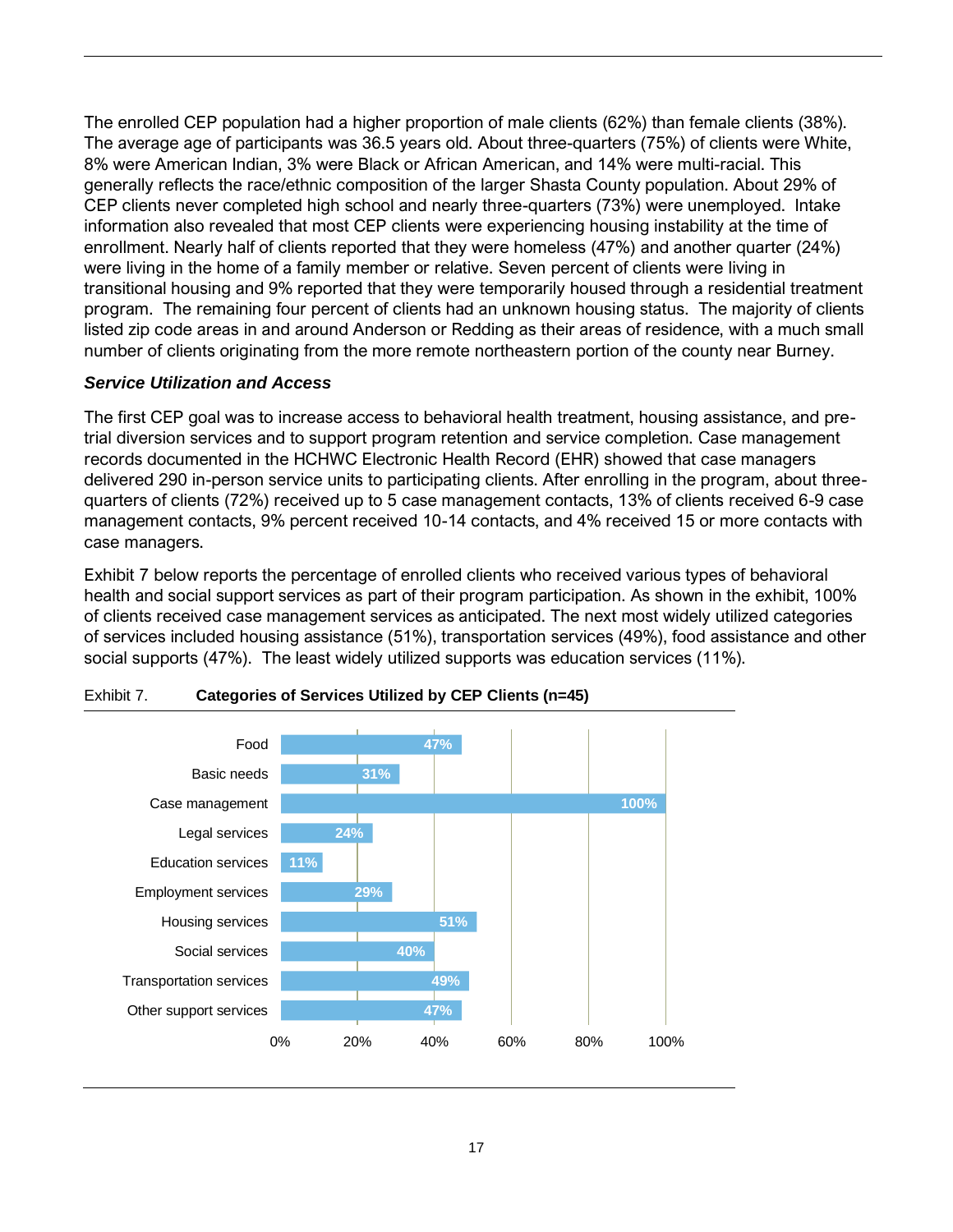The enrolled CEP population had a higher proportion of male clients (62%) than female clients (38%). The average age of participants was 36.5 years old. About three-quarters (75%) of clients were White, 8% were American Indian, 3% were Black or African American, and 14% were multi-racial. This generally reflects the race/ethnic composition of the larger Shasta County population. About 29% of CEP clients never completed high school and nearly three-quarters (73%) were unemployed. Intake information also revealed that most CEP clients were experiencing housing instability at the time of enrollment. Nearly half of clients reported that they were homeless (47%) and another quarter (24%) were living in the home of a family member or relative. Seven percent of clients were living in transitional housing and 9% reported that they were temporarily housed through a residential treatment program. The remaining four percent of clients had an unknown housing status. The majority of clients listed zip code areas in and around Anderson or Redding as their areas of residence, with a much small number of clients originating from the more remote northeastern portion of the county near Burney.

### *Service Utilization and Access*

The first CEP goal was to increase access to behavioral health treatment, housing assistance, and pre-trial diversion services and to support program retention and service completion. Case management records documented in the HCHWC Electronic Health Record (EHR) showed that case managers delivered 290 in-person service units to participating clients. After enrolling in the program, about three-quarters of clients (72%) received up to 5 case management contacts, 13% of clients received 6-9 case management contacts, 9% percent received 10-14 contacts, and 4% received 15 or more contacts with case managers.

Exhibit 7 below reports the percentage of enrolled clients who received various types of behavioral health and social support services as part of their program participation. As shown in the exhibit, 100% of clients received case management services as anticipated. The next most widely utilized categories of services included housing assistance (51%), transportation services (49%), food assistance and other social supports (47%). The least widely utilized supports was education services (11%).

Exhibit 7. **Categories of Services Utilized by CEP Clients (n=45)**

| Service | Percentage |
|---|---|
| Food | 47% |
| Basic needs | 31% |
| Case management | 100% |
| Legal services | 24% |
| Education services | 11% |
| Employment services | 29% |
| Housing services | 51% |
| Social services | 40% |
| Transportation services | 49% |
| Other support services | 47% |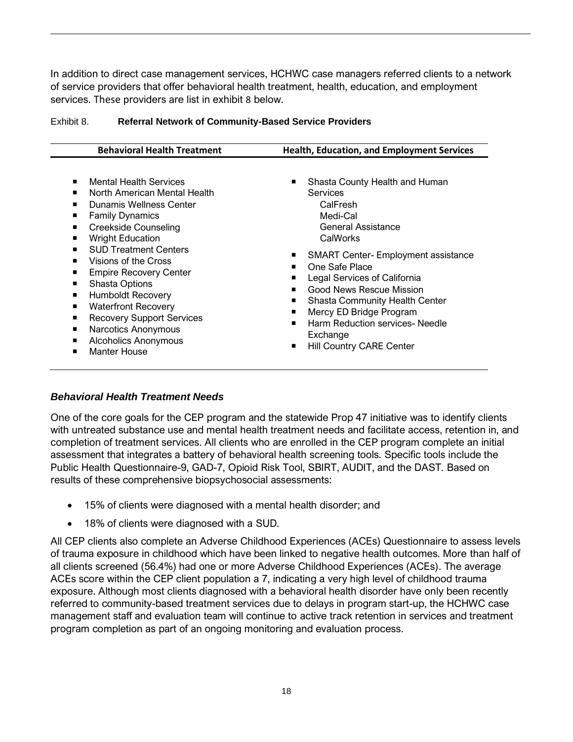In addition to direct case management services, HCHWC case managers referred clients to a network of service providers that offer behavioral health treatment, health, education, and employment services. These providers are list in exhibit 8 below.

Exhibit 8. **Referral Network of Community-Based Service Providers**

| Behavioral Health Treatment | Health, Education, and Employment Services |
|---|---|
| ▪ Mental Health Services<br>▪ North American Mental Health<br>▪ Dunamis Wellness Center<br>▪ Family Dynamics<br>▪ Creekside Counseling<br>▪ Wright Education<br>▪ SUD Treatment Centers<br>▪ Visions of the Cross<br>▪ Empire Recovery Center<br>▪ Shasta Options<br>▪ Humboldt Recovery<br>▪ Waterfront Recovery<br>▪ Recovery Support Services<br>▪ Narcotics Anonymous<br>▪ Alcoholics Anonymous<br>▪ Manter House | ▪ Shasta County Health and Human Services<br>CalFresh<br>Medi-Cal<br>General Assistance<br>CalWorks<br>▪ SMART Center- Employment assistance<br>▪ One Safe Place<br>▪ Legal Services of California<br>▪ Good News Rescue Mission<br>▪ Shasta Community Health Center<br>▪ Mercy ED Bridge Program<br>▪ Harm Reduction services- Needle Exchange<br>▪ Hill Country CARE Center |

### *Behavioral Health Treatment Needs*

One of the core goals for the CEP program and the statewide Prop 47 initiative was to identify clients with untreated substance use and mental health treatment needs and facilitate access, retention in, and completion of treatment services. All clients who are enrolled in the CEP program complete an initial assessment that integrates a battery of behavioral health screening tools. Specific tools include the Public Health Questionnaire-9, GAD-7, Opioid Risk Tool, SBIRT, AUDIT, and the DAST. Based on results of these comprehensive biopsychosocial assessments:

- 15% of clients were diagnosed with a mental health disorder; and
- 18% of clients were diagnosed with a SUD.

All CEP clients also complete an Adverse Childhood Experiences (ACEs) Questionnaire to assess levels of trauma exposure in childhood which have been linked to negative health outcomes. More than half of all clients screened (56.4%) had one or more Adverse Childhood Experiences (ACEs). The average ACEs score within the CEP client population a 7, indicating a very high level of childhood trauma exposure. Although most clients diagnosed with a behavioral health disorder have only been recently referred to community-based treatment services due to delays in program start-up, the HCHWC case management staff and evaluation team will continue to active track retention in services and treatment program completion as part of an ongoing monitoring and evaluation process.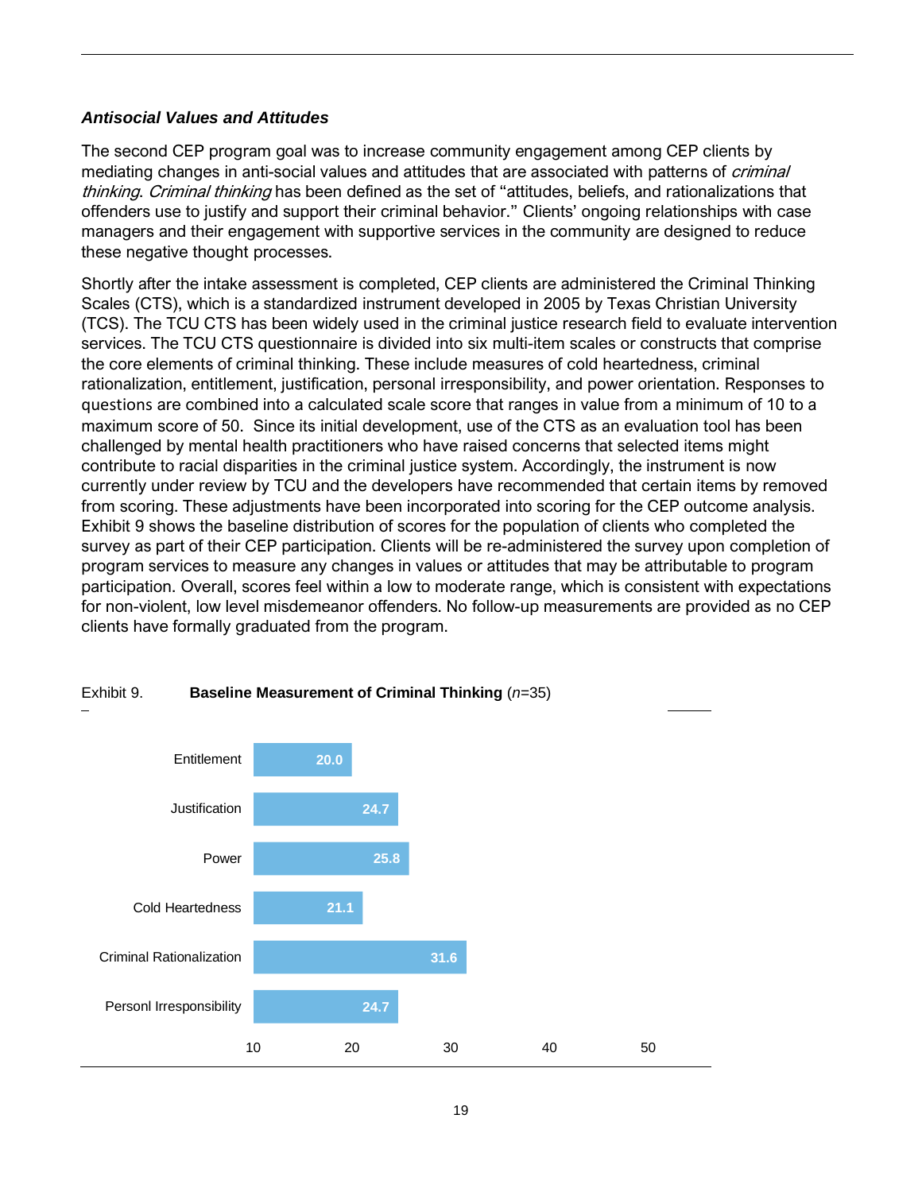### *Antisocial Values and Attitudes*

The second CEP program goal was to increase community engagement among CEP clients by mediating changes in anti-social values and attitudes that are associated with patterns of *criminal thinking*. *Criminal thinking* has been defined as the set of "attitudes, beliefs, and rationalizations that offenders use to justify and support their criminal behavior." Clients' ongoing relationships with case managers and their engagement with supportive services in the community are designed to reduce these negative thought processes.

Shortly after the intake assessment is completed, CEP clients are administered the Criminal Thinking Scales (CTS), which is a standardized instrument developed in 2005 by Texas Christian University (TCS). The TCU CTS has been widely used in the criminal justice research field to evaluate intervention services. The TCU CTS questionnaire is divided into six multi-item scales or constructs that comprise the core elements of criminal thinking. These include measures of cold heartedness, criminal rationalization, entitlement, justification, personal irresponsibility, and power orientation. Responses to questions are combined into a calculated scale score that ranges in value from a minimum of 10 to a maximum score of 50. Since its initial development, use of the CTS as an evaluation tool has been challenged by mental health practitioners who have raised concerns that selected items might contribute to racial disparities in the criminal justice system. Accordingly, the instrument is now currently under review by TCU and the developers have recommended that certain items by removed from scoring. These adjustments have been incorporated into scoring for the CEP outcome analysis. Exhibit 9 shows the baseline distribution of scores for the population of clients who completed the survey as part of their CEP participation. Clients will be re-administered the survey upon completion of program services to measure any changes in values or attitudes that may be attributable to program participation. Overall, scores feel within a low to moderate range, which is consistent with expectations for non-violent, low level misdemeanor offenders. No follow-up measurements are provided as no CEP clients have formally graduated from the program.

Exhibit 9. **Baseline Measurement of Criminal Thinking** (*n*=35)

| Scale | Score |
|---|---|
| Entitlement | 20.0 |
| Justification | 24.7 |
| Power | 25.8 |
| Cold Heartedness | 21.1 |
| Criminal Rationalization | 31.6 |
| Personl Irresponsibility | 24.7 |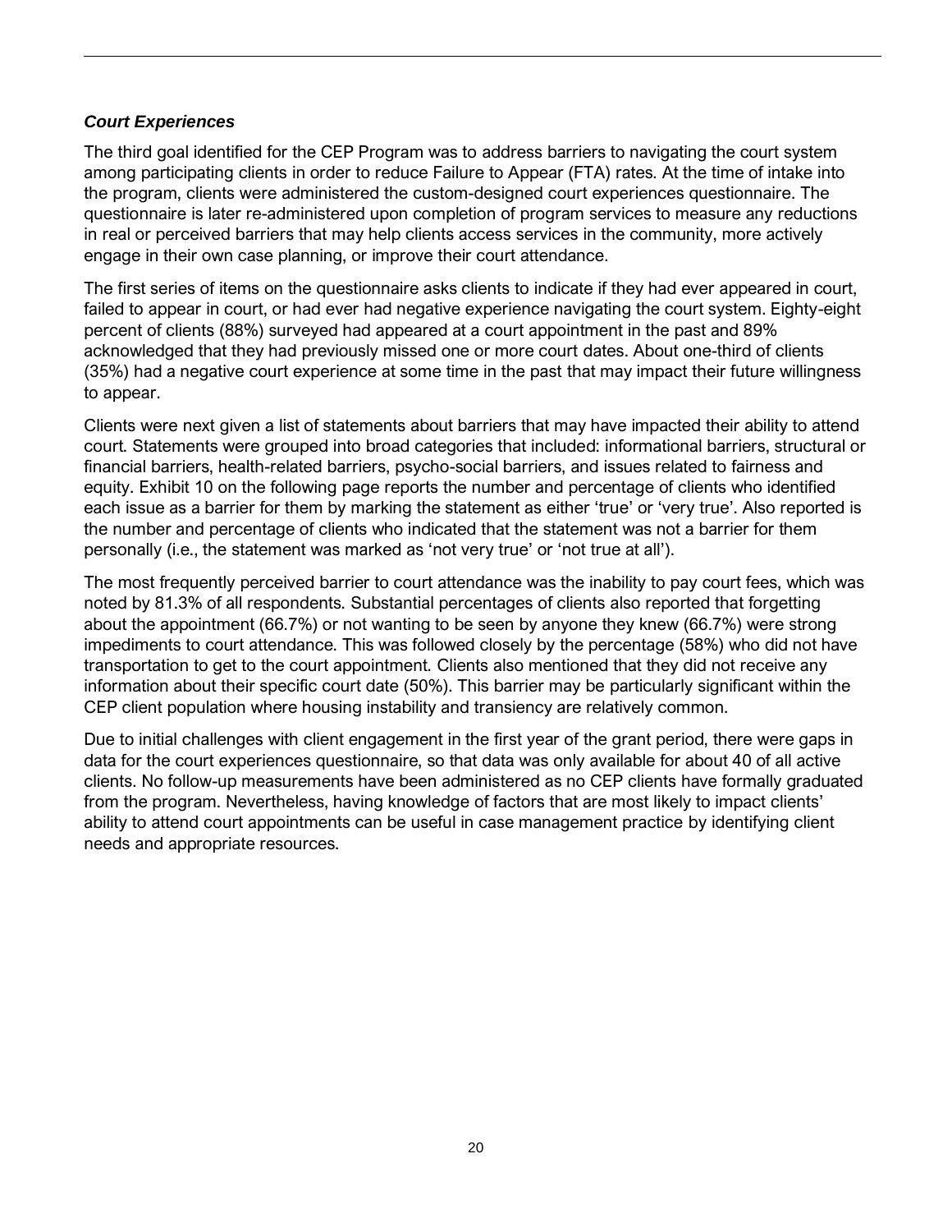### ***Court Experiences***

The third goal identified for the CEP Program was to address barriers to navigating the court system among participating clients in order to reduce Failure to Appear (FTA) rates. At the time of intake into the program, clients were administered the custom-designed court experiences questionnaire. The questionnaire is later re-administered upon completion of program services to measure any reductions in real or perceived barriers that may help clients access services in the community, more actively engage in their own case planning, or improve their court attendance.

The first series of items on the questionnaire asks clients to indicate if they had ever appeared in court, failed to appear in court, or had ever had negative experience navigating the court system. Eighty-eight percent of clients (88%) surveyed had appeared at a court appointment in the past and 89% acknowledged that they had previously missed one or more court dates. About one-third of clients (35%) had a negative court experience at some time in the past that may impact their future willingness to appear.

Clients were next given a list of statements about barriers that may have impacted their ability to attend court. Statements were grouped into broad categories that included: informational barriers, structural or financial barriers, health-related barriers, psycho-social barriers, and issues related to fairness and equity. Exhibit 10 on the following page reports the number and percentage of clients who identified each issue as a barrier for them by marking the statement as either 'true' or 'very true'. Also reported is the number and percentage of clients who indicated that the statement was not a barrier for them personally (i.e., the statement was marked as 'not very true' or 'not true at all').

The most frequently perceived barrier to court attendance was the inability to pay court fees, which was noted by 81.3% of all respondents. Substantial percentages of clients also reported that forgetting about the appointment (66.7%) or not wanting to be seen by anyone they knew (66.7%) were strong impediments to court attendance. This was followed closely by the percentage (58%) who did not have transportation to get to the court appointment. Clients also mentioned that they did not receive any information about their specific court date (50%). This barrier may be particularly significant within the CEP client population where housing instability and transiency are relatively common.

Due to initial challenges with client engagement in the first year of the grant period, there were gaps in data for the court experiences questionnaire, so that data was only available for about 40 of all active clients. No follow-up measurements have been administered as no CEP clients have formally graduated from the program. Nevertheless, having knowledge of factors that are most likely to impact clients' ability to attend court appointments can be useful in case management practice by identifying client needs and appropriate resources.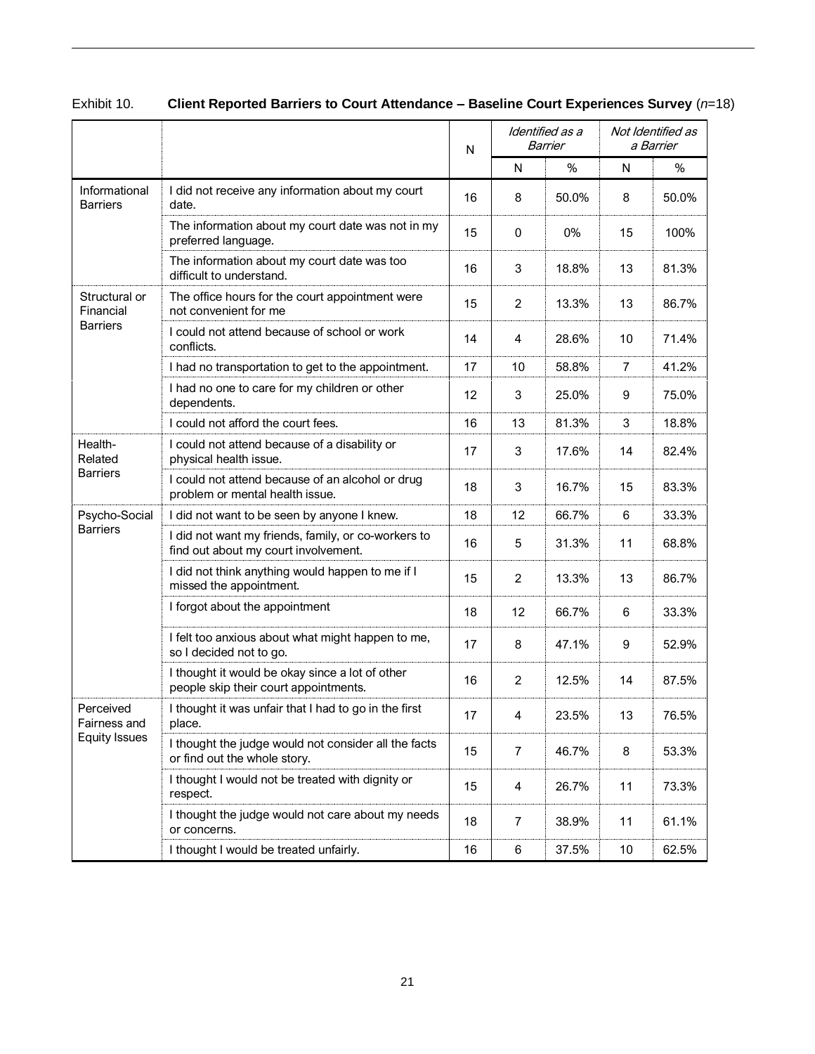Exhibit 10. **Client Reported Barriers to Court Attendance – Baseline Court Experiences Survey** (*n*=18)

| | | N | *Identified as a Barrier* | | *Not Identified as a Barrier* | |
|---|---|---|---|---|---|---|
| | | | N | % | N | % |
| Informational Barriers | I did not receive any information about my court date. | 16 | 8 | 50.0% | 8 | 50.0% |
| | The information about my court date was not in my preferred language. | 15 | 0 | 0% | 15 | 100% |
| | The information about my court date was too difficult to understand. | 16 | 3 | 18.8% | 13 | 81.3% |
| Structural or Financial Barriers | The office hours for the court appointment were not convenient for me | 15 | 2 | 13.3% | 13 | 86.7% |
| | I could not attend because of school or work conflicts. | 14 | 4 | 28.6% | 10 | 71.4% |
| | I had no transportation to get to the appointment. | 17 | 10 | 58.8% | 7 | 41.2% |
| | I had no one to care for my children or other dependents. | 12 | 3 | 25.0% | 9 | 75.0% |
| | I could not afford the court fees. | 16 | 13 | 81.3% | 3 | 18.8% |
| Health-Related Barriers | I could not attend because of a disability or physical health issue. | 17 | 3 | 17.6% | 14 | 82.4% |
| | I could not attend because of an alcohol or drug problem or mental health issue. | 18 | 3 | 16.7% | 15 | 83.3% |
| Psycho-Social Barriers | I did not want to be seen by anyone I knew. | 18 | 12 | 66.7% | 6 | 33.3% |
| | I did not want my friends, family, or co-workers to find out about my court involvement. | 16 | 5 | 31.3% | 11 | 68.8% |
| | I did not think anything would happen to me if I missed the appointment. | 15 | 2 | 13.3% | 13 | 86.7% |
| | I forgot about the appointment | 18 | 12 | 66.7% | 6 | 33.3% |
| | I felt too anxious about what might happen to me, so I decided not to go. | 17 | 8 | 47.1% | 9 | 52.9% |
| | I thought it would be okay since a lot of other people skip their court appointments. | 16 | 2 | 12.5% | 14 | 87.5% |
| Perceived Fairness and Equity Issues | I thought it was unfair that I had to go in the first place. | 17 | 4 | 23.5% | 13 | 76.5% |
| | I thought the judge would not consider all the facts or find out the whole story. | 15 | 7 | 46.7% | 8 | 53.3% |
| | I thought I would not be treated with dignity or respect. | 15 | 4 | 26.7% | 11 | 73.3% |
| | I thought the judge would not care about my needs or concerns. | 18 | 7 | 38.9% | 11 | 61.1% |
| | I thought I would be treated unfairly. | 16 | 6 | 37.5% | 10 | 62.5% |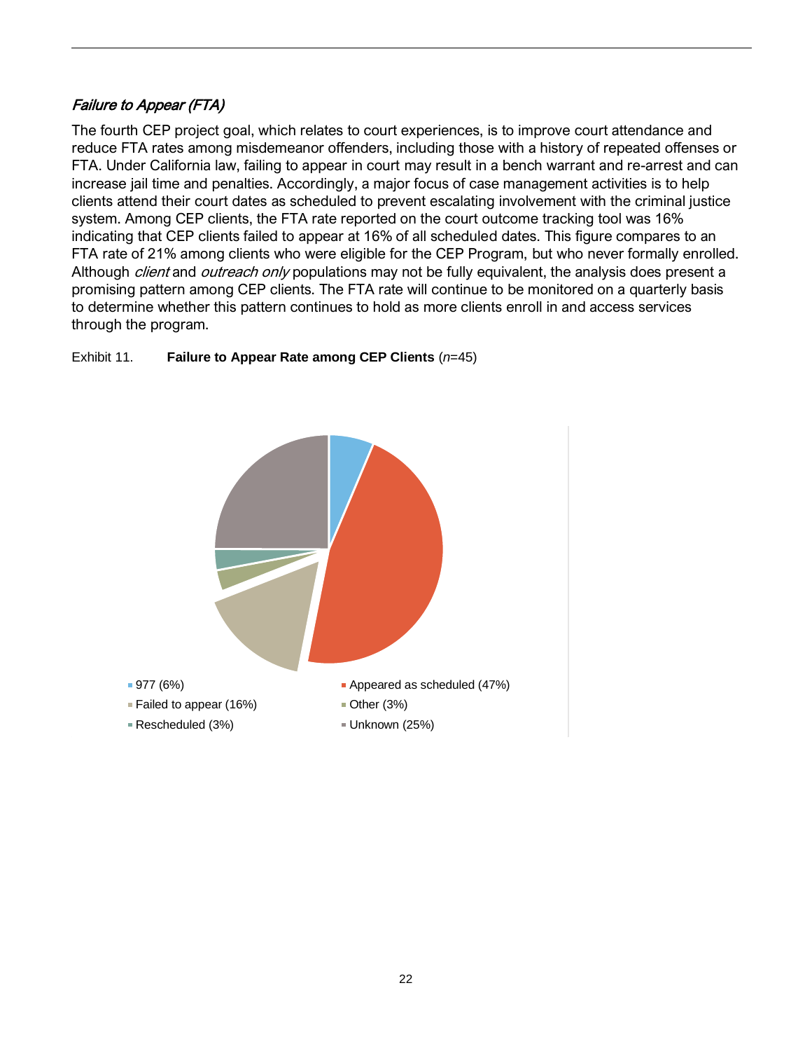### *Failure to Appear (FTA)*

The fourth CEP project goal, which relates to court experiences, is to improve court attendance and reduce FTA rates among misdemeanor offenders, including those with a history of repeated offenses or FTA. Under California law, failing to appear in court may result in a bench warrant and re-arrest and can increase jail time and penalties. Accordingly, a major focus of case management activities is to help clients attend their court dates as scheduled to prevent escalating involvement with the criminal justice system. Among CEP clients, the FTA rate reported on the court outcome tracking tool was 16% indicating that CEP clients failed to appear at 16% of all scheduled dates. This figure compares to an FTA rate of 21% among clients who were eligible for the CEP Program, but who never formally enrolled. Although *client* and *outreach only* populations may not be fully equivalent, the analysis does present a promising pattern among CEP clients. The FTA rate will continue to be monitored on a quarterly basis to determine whether this pattern continues to hold as more clients enroll in and access services through the program.

Exhibit 11. **Failure to Appear Rate among CEP Clients** (*n*=45)

- 977 (6%)
- Appeared as scheduled (47%)
- Failed to appear (16%)
- Other (3%)
- Rescheduled (3%)
- Unknown (25%)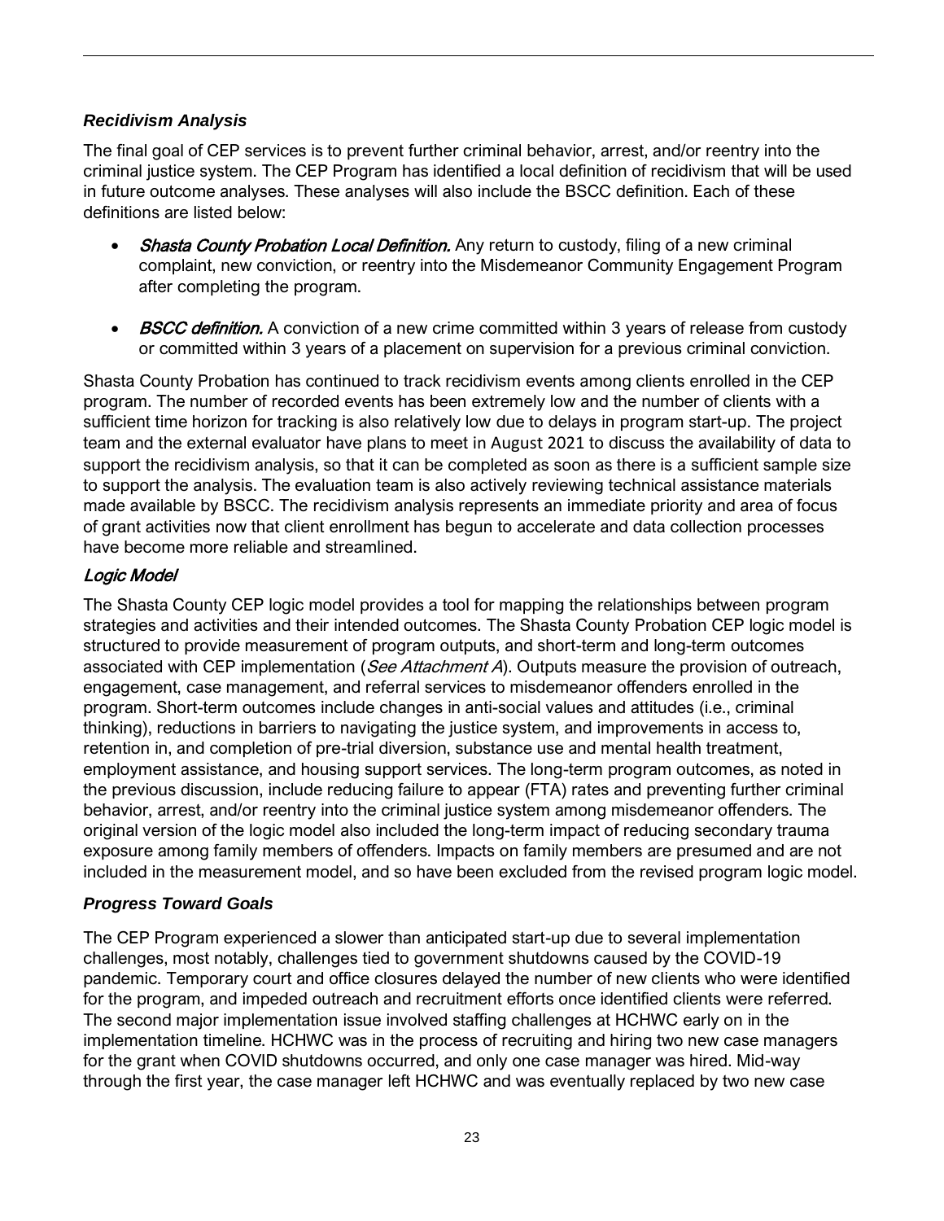### *Recidivism Analysis*

The final goal of CEP services is to prevent further criminal behavior, arrest, and/or reentry into the criminal justice system. The CEP Program has identified a local definition of recidivism that will be used in future outcome analyses. These analyses will also include the BSCC definition. Each of these definitions are listed below:

- ***Shasta County Probation Local Definition.*** Any return to custody, filing of a new criminal complaint, new conviction, or reentry into the Misdemeanor Community Engagement Program after completing the program.

- ***BSCC definition.*** A conviction of a new crime committed within 3 years of release from custody or committed within 3 years of a placement on supervision for a previous criminal conviction.

Shasta County Probation has continued to track recidivism events among clients enrolled in the CEP program. The number of recorded events has been extremely low and the number of clients with a sufficient time horizon for tracking is also relatively low due to delays in program start-up. The project team and the external evaluator have plans to meet in August 2021 to discuss the availability of data to support the recidivism analysis, so that it can be completed as soon as there is a sufficient sample size to support the analysis. The evaluation team is also actively reviewing technical assistance materials made available by BSCC. The recidivism analysis represents an immediate priority and area of focus of grant activities now that client enrollment has begun to accelerate and data collection processes have become more reliable and streamlined.

### *Logic Model*

The Shasta County CEP logic model provides a tool for mapping the relationships between program strategies and activities and their intended outcomes. The Shasta County Probation CEP logic model is structured to provide measurement of program outputs, and short-term and long-term outcomes associated with CEP implementation (*See Attachment A*). Outputs measure the provision of outreach, engagement, case management, and referral services to misdemeanor offenders enrolled in the program. Short-term outcomes include changes in anti-social values and attitudes (i.e., criminal thinking), reductions in barriers to navigating the justice system, and improvements in access to, retention in, and completion of pre-trial diversion, substance use and mental health treatment, employment assistance, and housing support services. The long-term program outcomes, as noted in the previous discussion, include reducing failure to appear (FTA) rates and preventing further criminal behavior, arrest, and/or reentry into the criminal justice system among misdemeanor offenders. The original version of the logic model also included the long-term impact of reducing secondary trauma exposure among family members of offenders. Impacts on family members are presumed and are not included in the measurement model, and so have been excluded from the revised program logic model.

### *Progress Toward Goals*

The CEP Program experienced a slower than anticipated start-up due to several implementation challenges, most notably, challenges tied to government shutdowns caused by the COVID-19 pandemic. Temporary court and office closures delayed the number of new clients who were identified for the program, and impeded outreach and recruitment efforts once identified clients were referred. The second major implementation issue involved staffing challenges at HCHWC early on in the implementation timeline. HCHWC was in the process of recruiting and hiring two new case managers for the grant when COVID shutdowns occurred, and only one case manager was hired. Mid-way through the first year, the case manager left HCHWC and was eventually replaced by two new case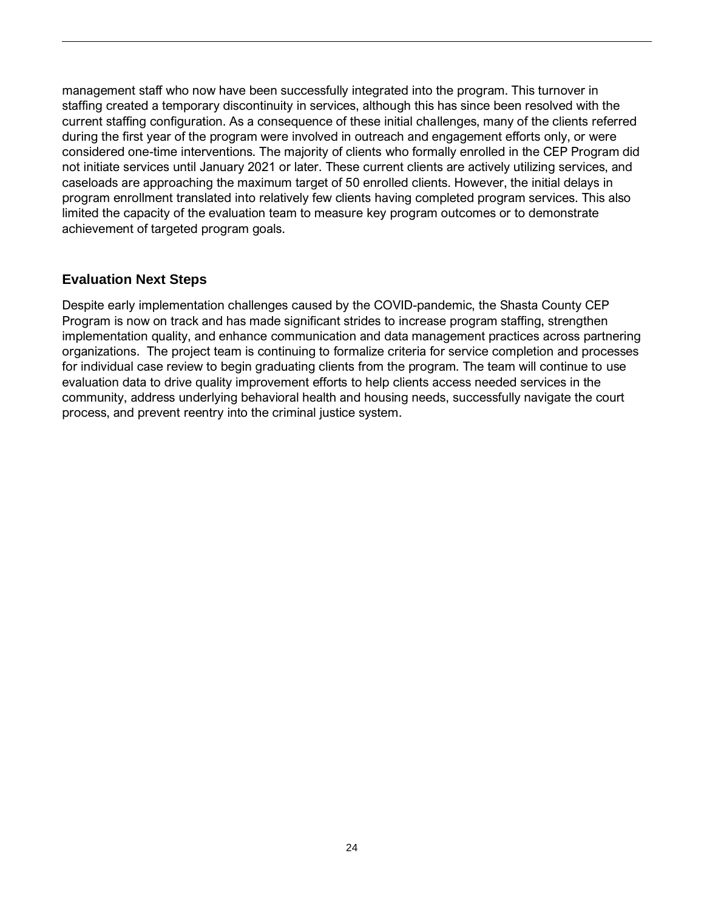management staff who now have been successfully integrated into the program. This turnover in staffing created a temporary discontinuity in services, although this has since been resolved with the current staffing configuration. As a consequence of these initial challenges, many of the clients referred during the first year of the program were involved in outreach and engagement efforts only, or were considered one-time interventions. The majority of clients who formally enrolled in the CEP Program did not initiate services until January 2021 or later. These current clients are actively utilizing services, and caseloads are approaching the maximum target of 50 enrolled clients. However, the initial delays in program enrollment translated into relatively few clients having completed program services. This also limited the capacity of the evaluation team to measure key program outcomes or to demonstrate achievement of targeted program goals.

### Evaluation Next Steps

Despite early implementation challenges caused by the COVID-pandemic, the Shasta County CEP Program is now on track and has made significant strides to increase program staffing, strengthen implementation quality, and enhance communication and data management practices across partnering organizations. The project team is continuing to formalize criteria for service completion and processes for individual case review to begin graduating clients from the program. The team will continue to use evaluation data to drive quality improvement efforts to help clients access needed services in the community, address underlying behavioral health and housing needs, successfully navigate the court process, and prevent reentry into the criminal justice system.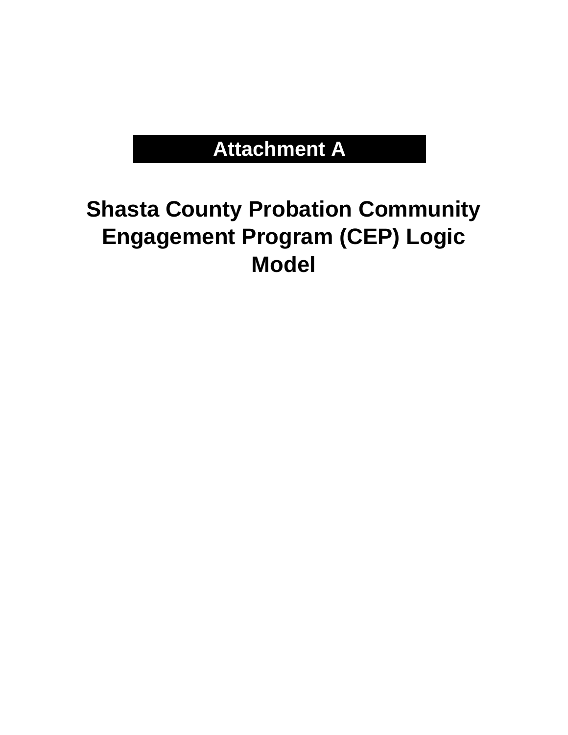# Attachment A

# Shasta County Probation Community Engagement Program (CEP) Logic Model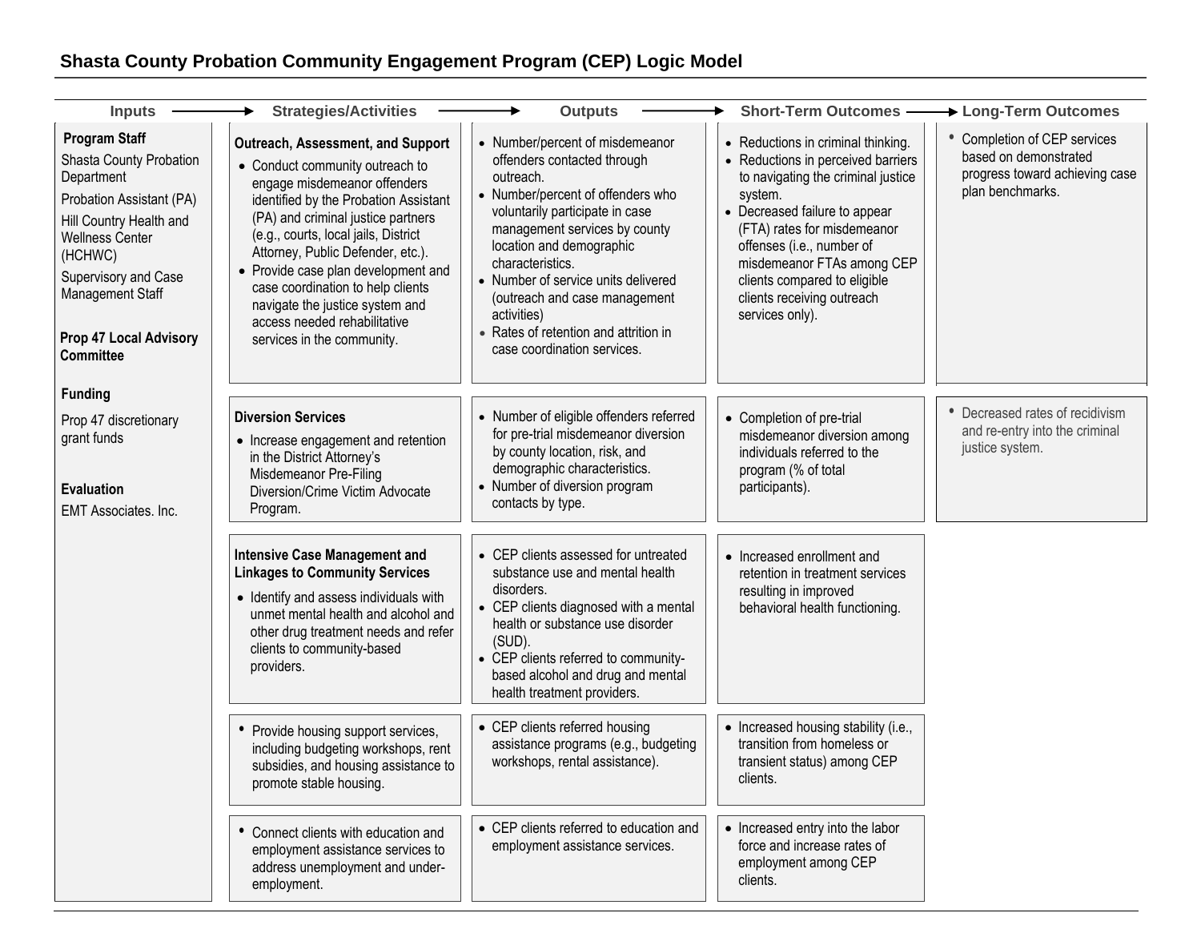# Shasta County Probation Community Engagement Program (CEP) Logic Model

| Inputs | Strategies/Activities | Outputs | Short-Term Outcomes | Long-Term Outcomes |
|---|---|---|---|---|
| **Program Staff**<br>Shasta County Probation Department<br>Probation Assistant (PA)<br>Hill Country Health and Wellness Center (HCHWC)<br>Supervisory and Case Management Staff<br><br>**Prop 47 Local Advisory Committee**<br><br>**Funding**<br>Prop 47 discretionary grant funds<br><br>**Evaluation**<br>EMT Associates. Inc. | **Outreach, Assessment, and Support**<br>• Conduct community outreach to engage misdemeanor offenders identified by the Probation Assistant (PA) and criminal justice partners (e.g., courts, local jails, District Attorney, Public Defender, etc.).<br>• Provide case plan development and case coordination to help clients navigate the justice system and access needed rehabilitative services in the community. | • Number/percent of misdemeanor offenders contacted through outreach.<br>• Number/percent of offenders who voluntarily participate in case management services by county location and demographic characteristics.<br>• Number of service units delivered (outreach and case management activities)<br>• Rates of retention and attrition in case coordination services. | • Reductions in criminal thinking.<br>• Reductions in perceived barriers to navigating the criminal justice system.<br>• Decreased failure to appear (FTA) rates for misdemeanor offenses (i.e., number of misdemeanor FTAs among CEP clients compared to eligible clients receiving outreach services only). | • Completion of CEP services based on demonstrated progress toward achieving case plan benchmarks. |
| | **Diversion Services**<br>• Increase engagement and retention in the District Attorney's Misdemeanor Pre-Filing Diversion/Crime Victim Advocate Program. | • Number of eligible offenders referred for pre-trial misdemeanor diversion by county location, risk, and demographic characteristics.<br>• Number of diversion program contacts by type. | • Completion of pre-trial misdemeanor diversion among individuals referred to the program (% of total participants). | • Decreased rates of recidivism and re-entry into the criminal justice system. |
| | **Intensive Case Management and Linkages to Community Services**<br>• Identify and assess individuals with unmet mental health and alcohol and other drug treatment needs and refer clients to community-based providers. | • CEP clients assessed for untreated substance use and mental health disorders.<br>• CEP clients diagnosed with a mental health or substance use disorder (SUD).<br>• CEP clients referred to community-based alcohol and drug and mental health treatment providers. | • Increased enrollment and retention in treatment services resulting in improved behavioral health functioning. | |
| | • Provide housing support services, including budgeting workshops, rent subsidies, and housing assistance to promote stable housing. | • CEP clients referred housing assistance programs (e.g., budgeting workshops, rental assistance). | • Increased housing stability (i.e., transition from homeless or transient status) among CEP clients. | |
| | • Connect clients with education and employment assistance services to address unemployment and under-employment. | • CEP clients referred to education and employment assistance services. | • Increased entry into the labor force and increase rates of employment among CEP clients. | |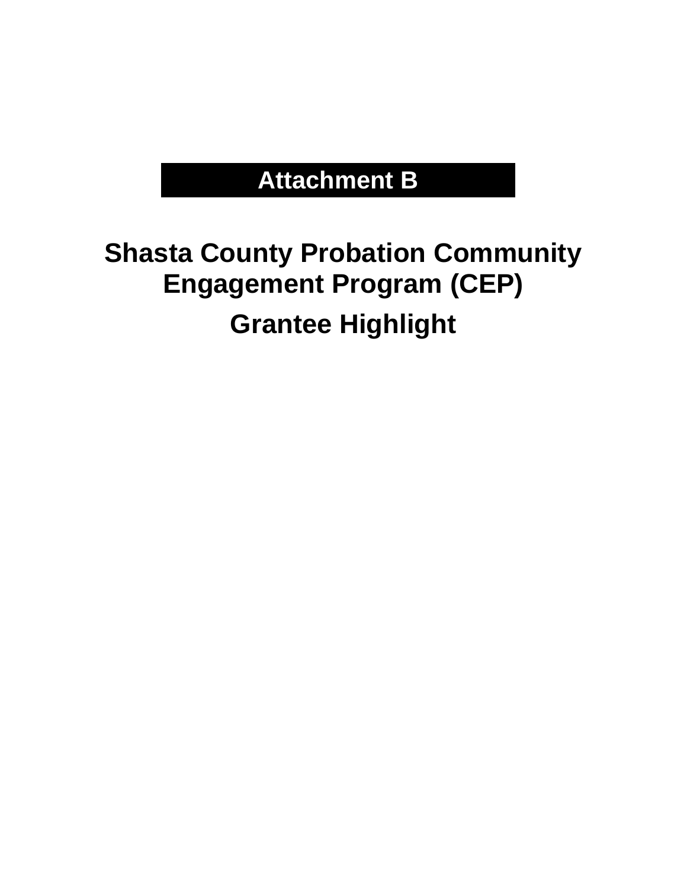**Attachment B**

# Shasta County Probation Community Engagement Program (CEP)

## Grantee Highlight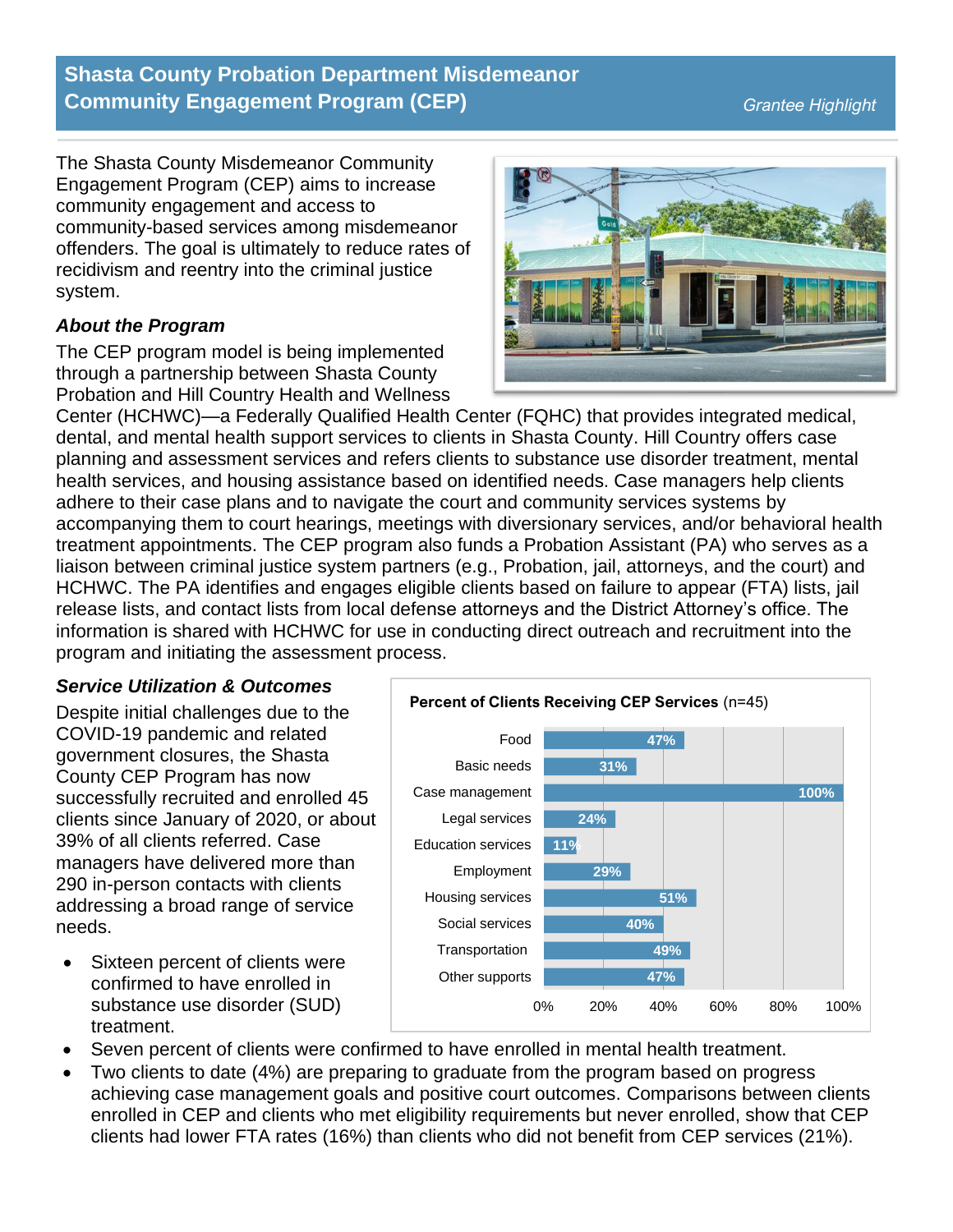# Shasta County Probation Department Misdemeanor Community Engagement Program (CEP)

*Grantee Highlight*

The Shasta County Misdemeanor Community Engagement Program (CEP) aims to increase community engagement and access to community-based services among misdemeanor offenders. The goal is ultimately to reduce rates of recidivism and reentry into the criminal justice system.

### *About the Program*

The CEP program model is being implemented through a partnership between Shasta County Probation and Hill Country Health and Wellness Center (HCHWC)—a Federally Qualified Health Center (FQHC) that provides integrated medical, dental, and mental health support services to clients in Shasta County. Hill Country offers case planning and assessment services and refers clients to substance use disorder treatment, mental health services, and housing assistance based on identified needs. Case managers help clients adhere to their case plans and to navigate the court and community services systems by accompanying them to court hearings, meetings with diversionary services, and/or behavioral health treatment appointments. The CEP program also funds a Probation Assistant (PA) who serves as a liaison between criminal justice system partners (e.g., Probation, jail, attorneys, and the court) and HCHWC. The PA identifies and engages eligible clients based on failure to appear (FTA) lists, jail release lists, and contact lists from local defense attorneys and the District Attorney's office. The information is shared with HCHWC for use in conducting direct outreach and recruitment into the program and initiating the assessment process.

### *Service Utilization & Outcomes*

Despite initial challenges due to the COVID-19 pandemic and related government closures, the Shasta County CEP Program has now successfully recruited and enrolled 45 clients since January of 2020, or about 39% of all clients referred. Case managers have delivered more than 290 in-person contacts with clients addressing a broad range of service needs.

**Percent of Clients Receiving CEP Services** (n=45)

| Service | Percent |
|---|---|
| Food | 47% |
| Basic needs | 31% |
| Case management | 100% |
| Legal services | 24% |
| Education services | 11% |
| Employment | 29% |
| Housing services | 51% |
| Social services | 40% |
| Transportation | 49% |
| Other supports | 47% |

- Sixteen percent of clients were confirmed to have enrolled in substance use disorder (SUD) treatment.
- Seven percent of clients were confirmed to have enrolled in mental health treatment.
- Two clients to date (4%) are preparing to graduate from the program based on progress achieving case management goals and positive court outcomes. Comparisons between clients enrolled in CEP and clients who met eligibility requirements but never enrolled, show that CEP clients had lower FTA rates (16%) than clients who did not benefit from CEP services (21%).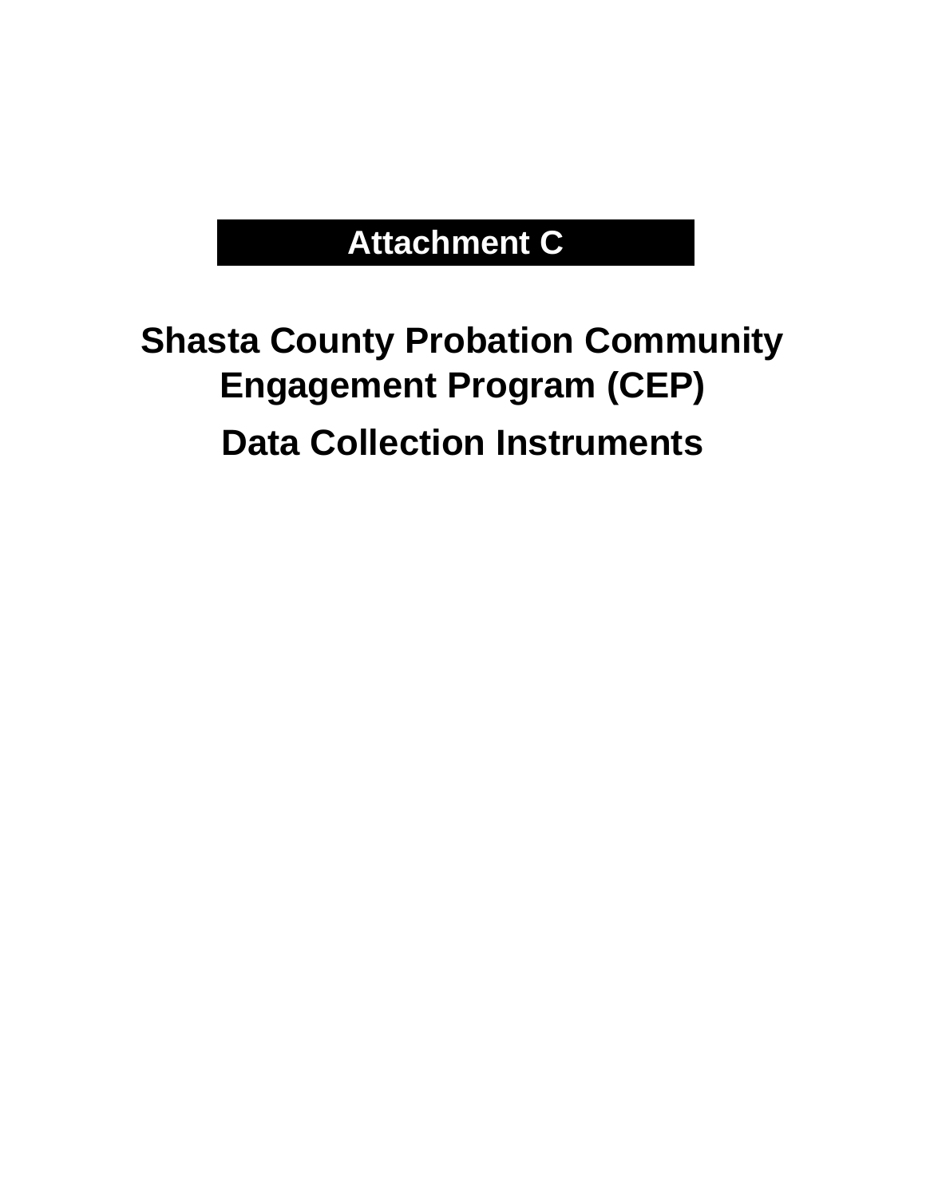# Attachment C

# Shasta County Probation Community Engagement Program (CEP)

# Data Collection Instruments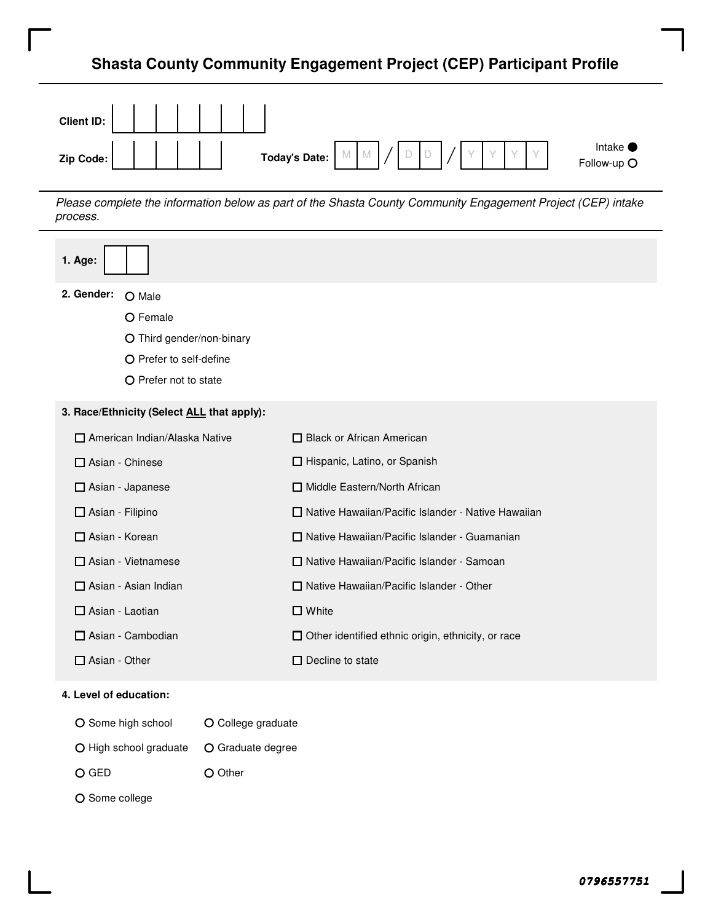# Shasta County Community Engagement Project (CEP) Participant Profile

**Client ID:** ☐☐☐☐☐☐☐

**Zip Code:** ☐☐☐☐☐

**Today's Date:** MM / DD / YYYY

● Intake
○ Follow-up

*Please complete the information below as part of the Shasta County Community Engagement Project (CEP) intake process.*

**1. Age:** ☐☐

**2. Gender:**

- ○ Male
- ○ Female
- ○ Third gender/non-binary
- ○ Prefer to self-define
- ○ Prefer not to state

**3. Race/Ethnicity (Select ALL that apply):**

- ☐ American Indian/Alaska Native
- ☐ Asian - Chinese
- ☐ Asian - Japanese
- ☐ Asian - Filipino
- ☐ Asian - Korean
- ☐ Asian - Vietnamese
- ☐ Asian - Asian Indian
- ☐ Asian - Laotian
- ☐ Asian - Cambodian
- ☐ Asian - Other
- ☐ Black or African American
- ☐ Hispanic, Latino, or Spanish
- ☐ Middle Eastern/North African
- ☐ Native Hawaiian/Pacific Islander - Native Hawaiian
- ☐ Native Hawaiian/Pacific Islander - Guamanian
- ☐ Native Hawaiian/Pacific Islander - Samoan
- ☐ Native Hawaiian/Pacific Islander - Other
- ☐ White
- ☐ Other identified ethnic origin, ethnicity, or race
- ☐ Decline to state

**4. Level of education:**

- ○ Some high school
- ○ High school graduate
- ○ GED
- ○ Some college
- ○ College graduate
- ○ Graduate degree
- ○ Other

0796557751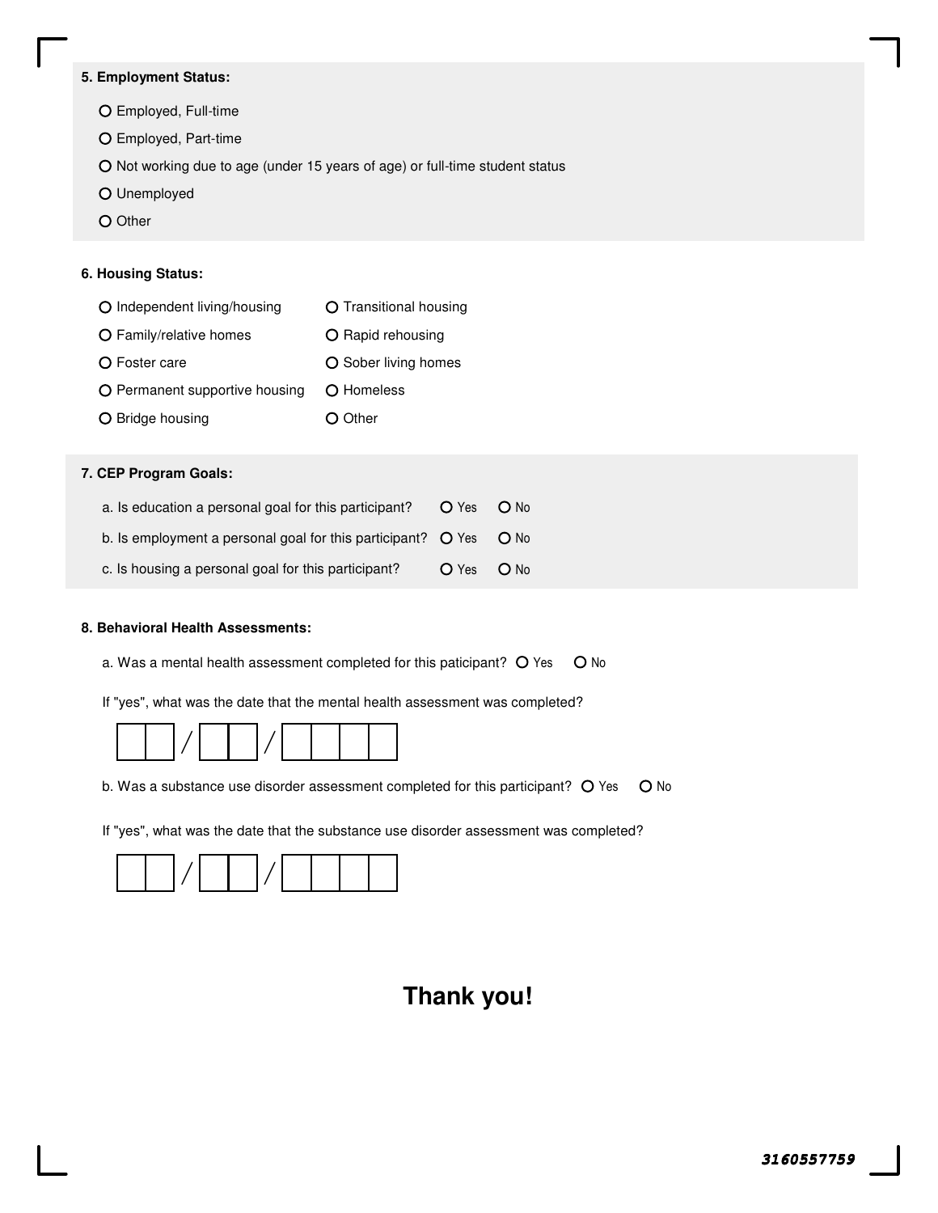**5. Employment Status:**

- ○ Employed, Full-time
- ○ Employed, Part-time
- ○ Not working due to age (under 15 years of age) or full-time student status
- ○ Unemployed
- ○ Other

**6. Housing Status:**

- ○ Independent living/housing
- ○ Family/relative homes
- ○ Foster care
- ○ Permanent supportive housing
- ○ Bridge housing
- ○ Transitional housing
- ○ Rapid rehousing
- ○ Sober living homes
- ○ Homeless
- ○ Other

**7. CEP Program Goals:**

a. Is education a personal goal for this participant? ○ Yes ○ No

b. Is employment a personal goal for this participant? ○ Yes ○ No

c. Is housing a personal goal for this participant? ○ Yes ○ No

**8. Behavioral Health Assessments:**

a. Was a mental health assessment completed for this paticipant? ○ Yes ○ No

If "yes", what was the date that the mental health assessment was completed?

__ __ / __ __ / __ __ __ __

b. Was a substance use disorder assessment completed for this participant? ○ Yes ○ No

If "yes", what was the date that the substance use disorder assessment was completed?

__ __ / __ __ / __ __ __ __

## Thank you!

*3160557759*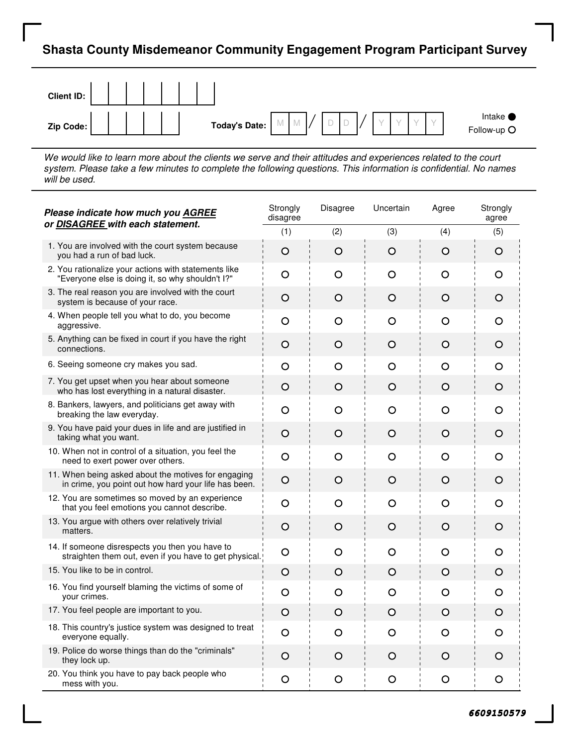# Shasta County Misdemeanor Community Engagement Program Participant Survey

**Client ID:** | | | | | | | |

**Zip Code:** | | | | | |  **Today's Date:** M M / D D / Y Y Y Y

Intake ● Follow-up ○

*We would like to learn more about the clients we serve and their attitudes and experiences related to the court system. Please take a few minutes to complete the following questions. This information is confidential. No names will be used.*

| ***Please indicate how much you AGREE or DISAGREE with each statement.*** | Strongly disagree (1) | Disagree (2) | Uncertain (3) | Agree (4) | Strongly agree (5) |
|---|---|---|---|---|---|
| 1. You are involved with the court system because you had a run of bad luck. | ○ | ○ | ○ | ○ | ○ |
| 2. You rationalize your actions with statements like "Everyone else is doing it, so why shouldn't I?" | ○ | ○ | ○ | ○ | ○ |
| 3. The real reason you are involved with the court system is because of your race. | ○ | ○ | ○ | ○ | ○ |
| 4. When people tell you what to do, you become aggressive. | ○ | ○ | ○ | ○ | ○ |
| 5. Anything can be fixed in court if you have the right connections. | ○ | ○ | ○ | ○ | ○ |
| 6. Seeing someone cry makes you sad. | ○ | ○ | ○ | ○ | ○ |
| 7. You get upset when you hear about someone who has lost everything in a natural disaster. | ○ | ○ | ○ | ○ | ○ |
| 8. Bankers, lawyers, and politicians get away with breaking the law everyday. | ○ | ○ | ○ | ○ | ○ |
| 9. You have paid your dues in life and are justified in taking what you want. | ○ | ○ | ○ | ○ | ○ |
| 10. When not in control of a situation, you feel the need to exert power over others. | ○ | ○ | ○ | ○ | ○ |
| 11. When being asked about the motives for engaging in crime, you point out how hard your life has been. | ○ | ○ | ○ | ○ | ○ |
| 12. You are sometimes so moved by an experience that you feel emotions you cannot describe. | ○ | ○ | ○ | ○ | ○ |
| 13. You argue with others over relatively trivial matters. | ○ | ○ | ○ | ○ | ○ |
| 14. If someone disrespects you then you have to straighten them out, even if you have to get physical. | ○ | ○ | ○ | ○ | ○ |
| 15. You like to be in control. | ○ | ○ | ○ | ○ | ○ |
| 16. You find yourself blaming the victims of some of your crimes. | ○ | ○ | ○ | ○ | ○ |
| 17. You feel people are important to you. | ○ | ○ | ○ | ○ | ○ |
| 18. This country's justice system was designed to treat everyone equally. | ○ | ○ | ○ | ○ | ○ |
| 19. Police do worse things than do the "criminals" they lock up. | ○ | ○ | ○ | ○ | ○ |
| 20. You think you have to pay back people who mess with you. | ○ | ○ | ○ | ○ | ○ |

*6609150579*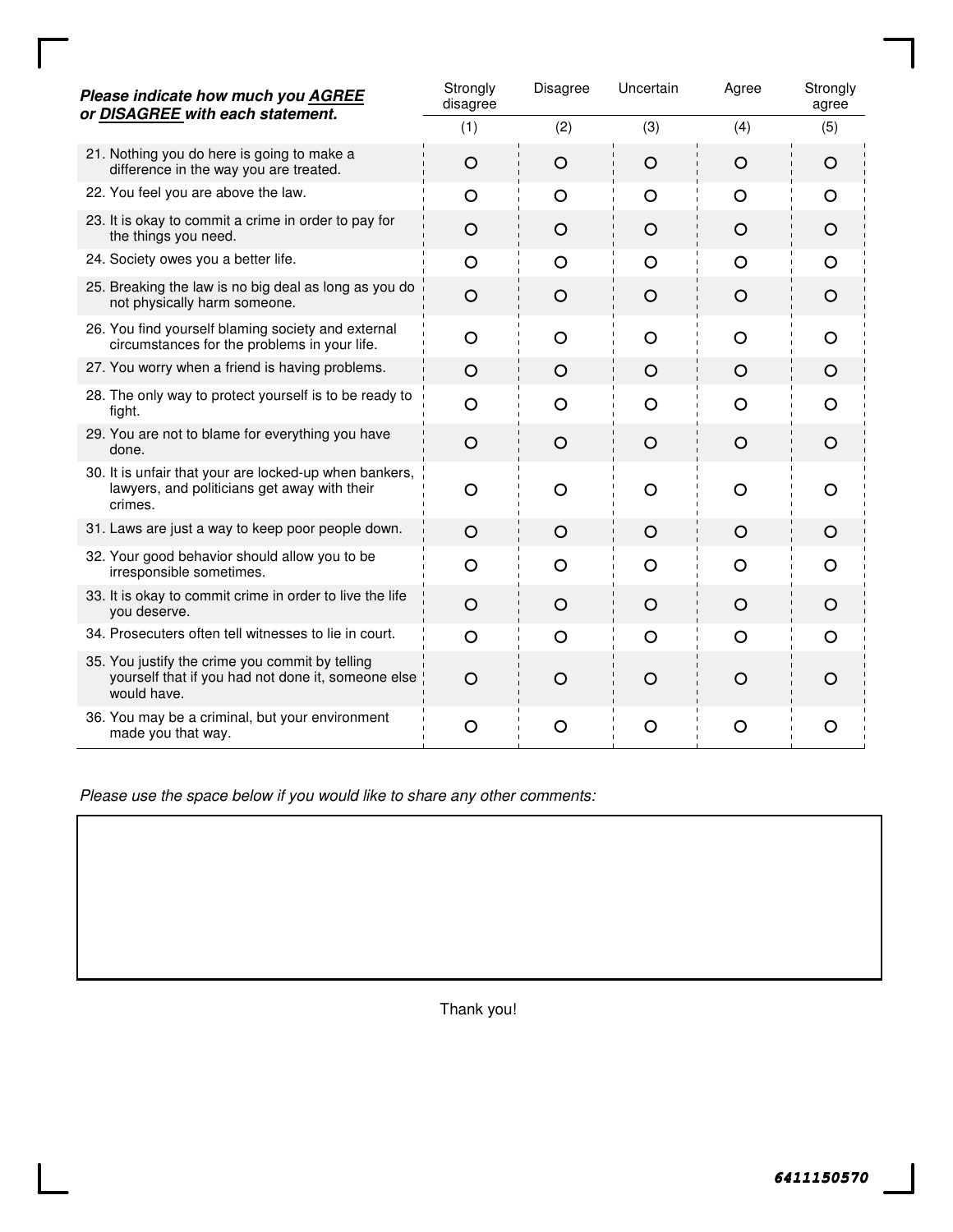| ***Please indicate how much you <u>AGREE</u> or <u>DISAGREE</u> with each statement.*** | Strongly disagree (1) | Disagree (2) | Uncertain (3) | Agree (4) | Strongly agree (5) |
|---|---|---|---|---|---|
| 21. Nothing you do here is going to make a difference in the way you are treated. | ○ | ○ | ○ | ○ | ○ |
| 22. You feel you are above the law. | ○ | ○ | ○ | ○ | ○ |
| 23. It is okay to commit a crime in order to pay for the things you need. | ○ | ○ | ○ | ○ | ○ |
| 24. Society owes you a better life. | ○ | ○ | ○ | ○ | ○ |
| 25. Breaking the law is no big deal as long as you do not physically harm someone. | ○ | ○ | ○ | ○ | ○ |
| 26. You find yourself blaming society and external circumstances for the problems in your life. | ○ | ○ | ○ | ○ | ○ |
| 27. You worry when a friend is having problems. | ○ | ○ | ○ | ○ | ○ |
| 28. The only way to protect yourself is to be ready to fight. | ○ | ○ | ○ | ○ | ○ |
| 29. You are not to blame for everything you have done. | ○ | ○ | ○ | ○ | ○ |
| 30. It is unfair that your are locked-up when bankers, lawyers, and politicians get away with their crimes. | ○ | ○ | ○ | ○ | ○ |
| 31. Laws are just a way to keep poor people down. | ○ | ○ | ○ | ○ | ○ |
| 32. Your good behavior should allow you to be irresponsible sometimes. | ○ | ○ | ○ | ○ | ○ |
| 33. It is okay to commit crime in order to live the life you deserve. | ○ | ○ | ○ | ○ | ○ |
| 34. Prosecuters often tell witnesses to lie in court. | ○ | ○ | ○ | ○ | ○ |
| 35. You justify the crime you commit by telling yourself that if you had not done it, someone else would have. | ○ | ○ | ○ | ○ | ○ |
| 36. You may be a criminal, but your environment made you that way. | ○ | ○ | ○ | ○ | ○ |

*Please use the space below if you would like to share any other comments:*

Thank you!

6411150570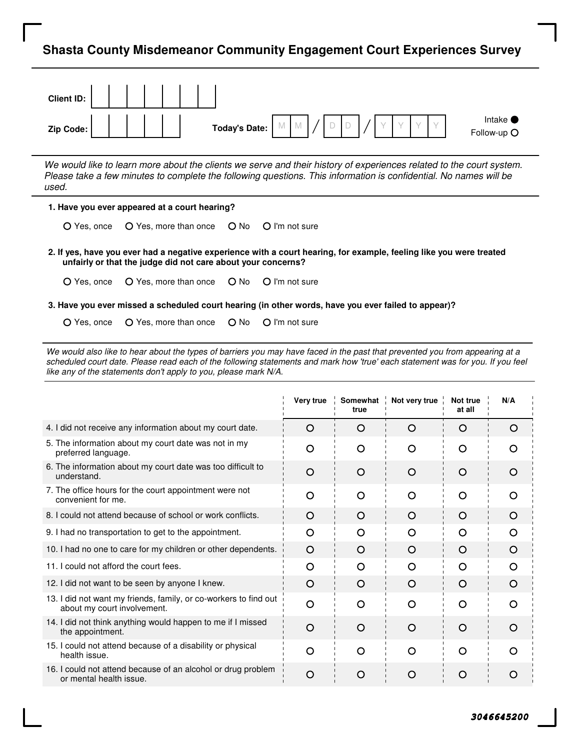# Shasta County Misdemeanor Community Engagement Court Experiences Survey

**Client ID:** | | | | | | | |

**Zip Code:** | | | | | |  **Today's Date:** MM / DD / YYYY

Intake ● 
Follow-up ○

*We would like to learn more about the clients we serve and their history of experiences related to the court system. Please take a few minutes to complete the following questions. This information is confidential. No names will be used.*

**1. Have you ever appeared at a court hearing?**

○ Yes, once ○ Yes, more than once ○ No ○ I'm not sure

**2. If yes, have you ever had a negative experience with a court hearing, for example, feeling like you were treated unfairly or that the judge did not care about your concerns?**

○ Yes, once ○ Yes, more than once ○ No ○ I'm not sure

**3. Have you ever missed a scheduled court hearing (in other words, have you ever failed to appear)?**

○ Yes, once ○ Yes, more than once ○ No ○ I'm not sure

*We would also like to hear about the types of barriers you may have faced in the past that prevented you from appearing at a scheduled court date. Please read each of the following statements and mark how 'true' each statement was for you. If you feel like any of the statements don't apply to you, please mark N/A.*

| | Very true | Somewhat true | Not very true | Not true at all | N/A |
|---|---|---|---|---|---|
| 4. I did not receive any information about my court date. | ○ | ○ | ○ | ○ | ○ |
| 5. The information about my court date was not in my preferred language. | ○ | ○ | ○ | ○ | ○ |
| 6. The information about my court date was too difficult to understand. | ○ | ○ | ○ | ○ | ○ |
| 7. The office hours for the court appointment were not convenient for me. | ○ | ○ | ○ | ○ | ○ |
| 8. I could not attend because of school or work conflicts. | ○ | ○ | ○ | ○ | ○ |
| 9. I had no transportation to get to the appointment. | ○ | ○ | ○ | ○ | ○ |
| 10. I had no one to care for my children or other dependents. | ○ | ○ | ○ | ○ | ○ |
| 11. I could not afford the court fees. | ○ | ○ | ○ | ○ | ○ |
| 12. I did not want to be seen by anyone I knew. | ○ | ○ | ○ | ○ | ○ |
| 13. I did not want my friends, family, or co-workers to find out about my court involvement. | ○ | ○ | ○ | ○ | ○ |
| 14. I did not think anything would happen to me if I missed the appointment. | ○ | ○ | ○ | ○ | ○ |
| 15. I could not attend because of a disability or physical health issue. | ○ | ○ | ○ | ○ | ○ |
| 16. I could not attend because of an alcohol or drug problem or mental health issue. | ○ | ○ | ○ | ○ | ○ |

3046645200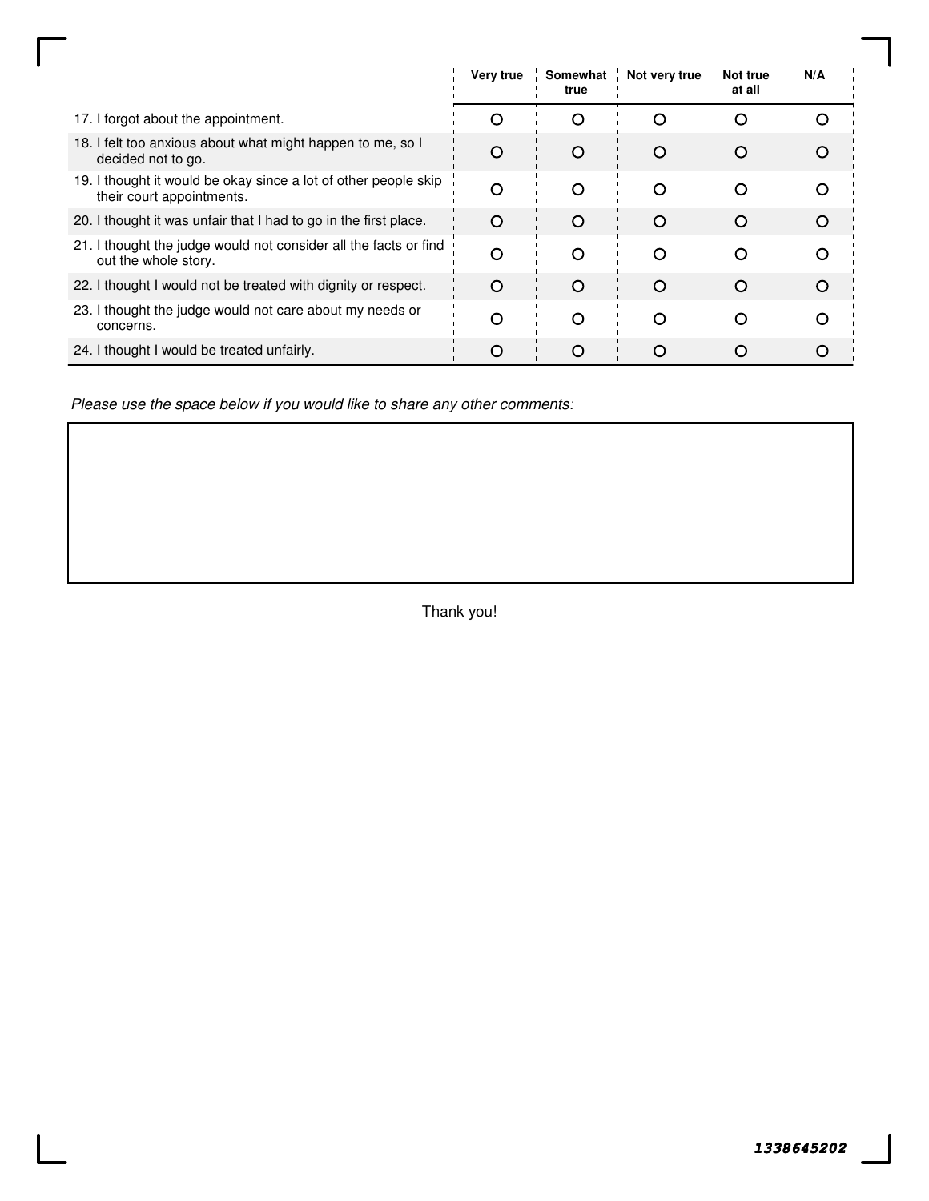| | Very true | Somewhat true | Not very true | Not true at all | N/A |
|---|---|---|---|---|---|
| 17. I forgot about the appointment. | O | O | O | O | O |
| 18. I felt too anxious about what might happen to me, so I decided not to go. | O | O | O | O | O |
| 19. I thought it would be okay since a lot of other people skip their court appointments. | O | O | O | O | O |
| 20. I thought it was unfair that I had to go in the first place. | O | O | O | O | O |
| 21. I thought the judge would not consider all the facts or find out the whole story. | O | O | O | O | O |
| 22. I thought I would not be treated with dignity or respect. | O | O | O | O | O |
| 23. I thought the judge would not care about my needs or concerns. | O | O | O | O | O |
| 24. I thought I would be treated unfairly. | O | O | O | O | O |

*Please use the space below if you would like to share any other comments:*

Thank you!

1338645202